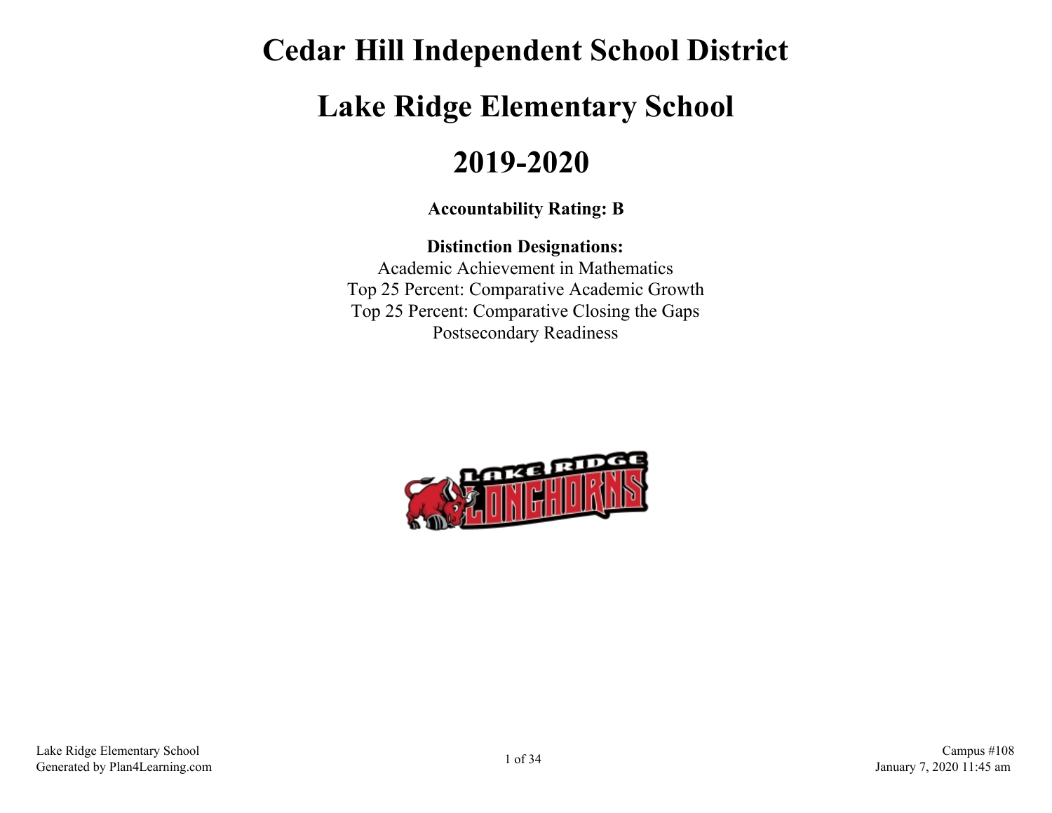# Cedar Hill Independent School District

# Lake Ridge Elementary School

# 2019-2020

**Accountability Rating: B**

**Distinction Designations:**
Academic Achievement in Mathematics
Top 25 Percent: Comparative Academic Growth
Top 25 Percent: Comparative Closing the Gaps
Postsecondary Readiness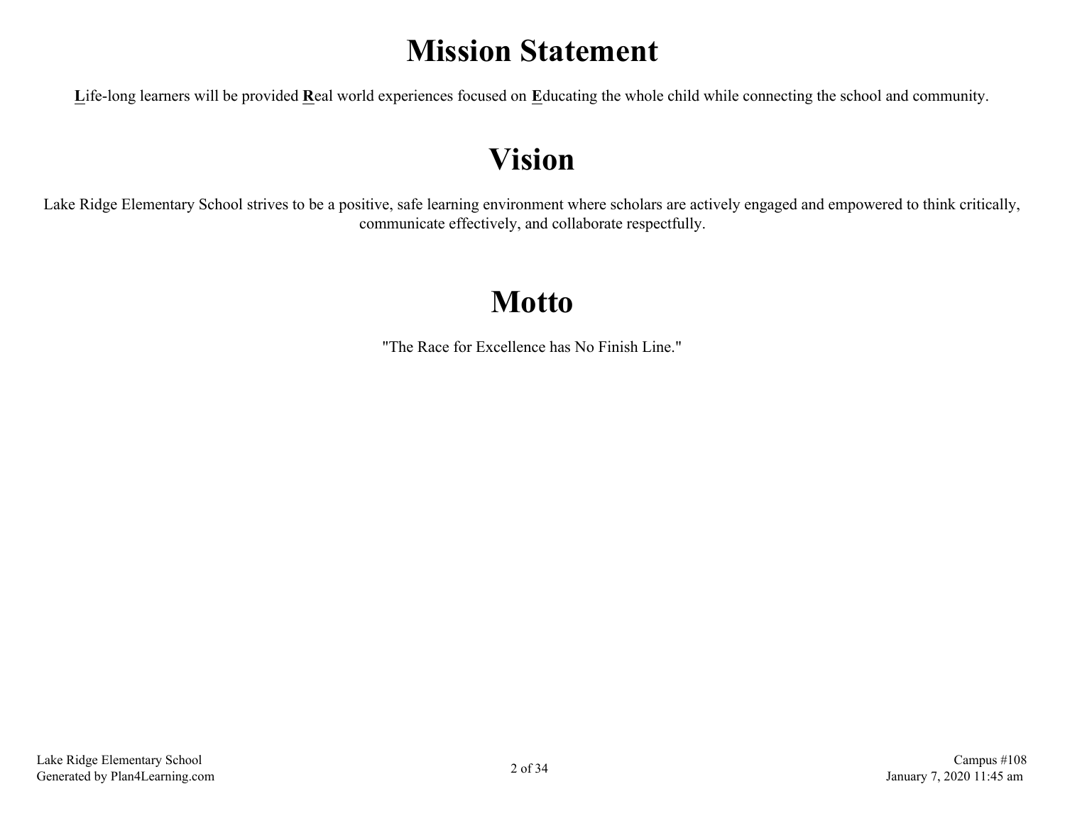# Mission Statement

**L**ife-long learners will be provided **R**eal world experiences focused on **E**ducating the whole child while connecting the school and community.

# Vision

Lake Ridge Elementary School strives to be a positive, safe learning environment where scholars are actively engaged and empowered to think critically, communicate effectively, and collaborate respectfully.

# Motto

"The Race for Excellence has No Finish Line."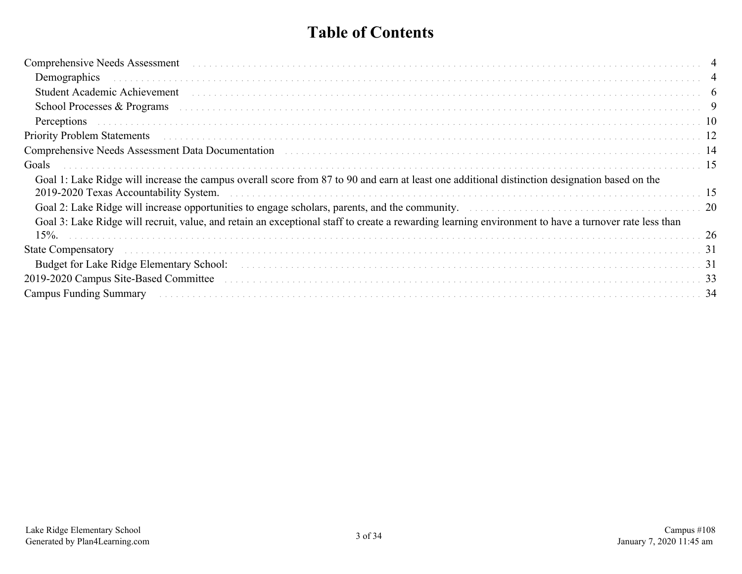# Table of Contents

| | |
|---|---|
| Comprehensive Needs Assessment | 4 |
| Demographics | 4 |
| Student Academic Achievement | 6 |
| School Processes & Programs | 9 |
| Perceptions | 10 |
| Priority Problem Statements | 12 |
| Comprehensive Needs Assessment Data Documentation | 14 |
| Goals | 15 |
| Goal 1: Lake Ridge will increase the campus overall score from 87 to 90 and earn at least one additional distinction designation based on the 2019-2020 Texas Accountability System. | 15 |
| Goal 2: Lake Ridge will increase opportunities to engage scholars, parents, and the community. | 20 |
| Goal 3: Lake Ridge will recruit, value, and retain an exceptional staff to create a rewarding learning environment to have a turnover rate less than 15%. | 26 |
| State Compensatory | 31 |
| Budget for Lake Ridge Elementary School: | 31 |
| 2019-2020 Campus Site-Based Committee | 33 |
| Campus Funding Summary | 34 |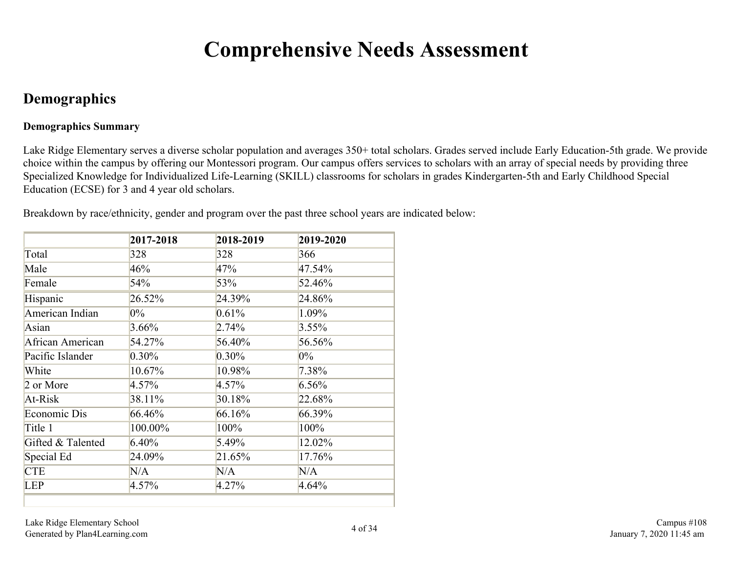# Comprehensive Needs Assessment

## Demographics

**Demographics Summary**

Lake Ridge Elementary serves a diverse scholar population and averages 350+ total scholars. Grades served include Early Education-5th grade. We provide choice within the campus by offering our Montessori program. Our campus offers services to scholars with an array of special needs by providing three Specialized Knowledge for Individualized Life-Learning (SKILL) classrooms for scholars in grades Kindergarten-5th and Early Childhood Special Education (ECSE) for 3 and 4 year old scholars.

Breakdown by race/ethnicity, gender and program over the past three school years are indicated below:

| | **2017-2018** | **2018-2019** | **2019-2020** |
|---|---|---|---|
| Total | 328 | 328 | 366 |
| Male | 46% | 47% | 47.54% |
| Female | 54% | 53% | 52.46% |
| Hispanic | 26.52% | 24.39% | 24.86% |
| American Indian | 0% | 0.61% | 1.09% |
| Asian | 3.66% | 2.74% | 3.55% |
| African American | 54.27% | 56.40% | 56.56% |
| Pacific Islander | 0.30% | 0.30% | 0% |
| White | 10.67% | 10.98% | 7.38% |
| 2 or More | 4.57% | 4.57% | 6.56% |
| At-Risk | 38.11% | 30.18% | 22.68% |
| Economic Dis | 66.46% | 66.16% | 66.39% |
| Title 1 | 100.00% | 100% | 100% |
| Gifted & Talented | 6.40% | 5.49% | 12.02% |
| Special Ed | 24.09% | 21.65% | 17.76% |
| CTE | N/A | N/A | N/A |
| LEP | 4.57% | 4.27% | 4.64% |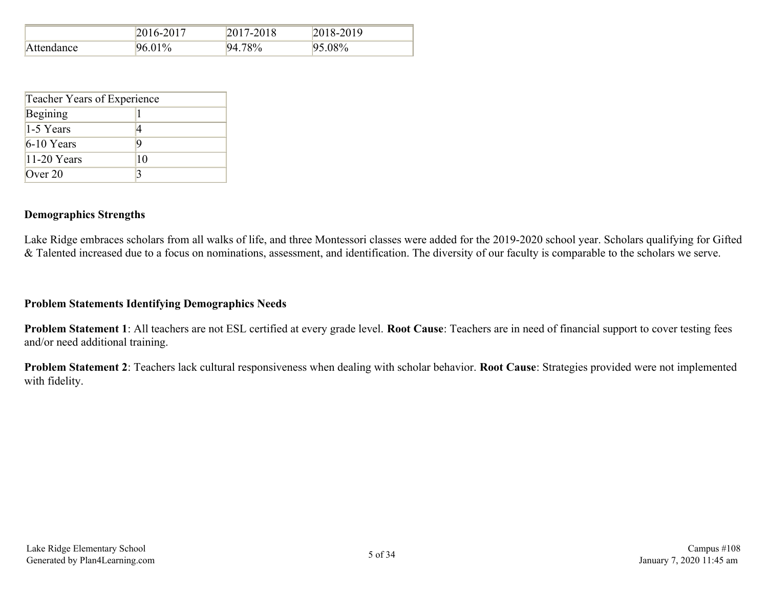| | 2016-2017 | 2017-2018 | 2018-2019 |
|---|---|---|---|
| Attendance | 96.01% | 94.78% | 95.08% |

| Teacher Years of Experience | |
|---|---|
| Begining | 1 |
| 1-5 Years | 4 |
| 6-10 Years | 9 |
| 11-20 Years | 10 |
| Over 20 | 3 |

### Demographics Strengths

Lake Ridge embraces scholars from all walks of life, and three Montessori classes were added for the 2019-2020 school year. Scholars qualifying for Gifted & Talented increased due to a focus on nominations, assessment, and identification. The diversity of our faculty is comparable to the scholars we serve.

### Problem Statements Identifying Demographics Needs

**Problem Statement 1**: All teachers are not ESL certified at every grade level. **Root Cause**: Teachers are in need of financial support to cover testing fees and/or need additional training.

**Problem Statement 2**: Teachers lack cultural responsiveness when dealing with scholar behavior. **Root Cause**: Strategies provided were not implemented with fidelity.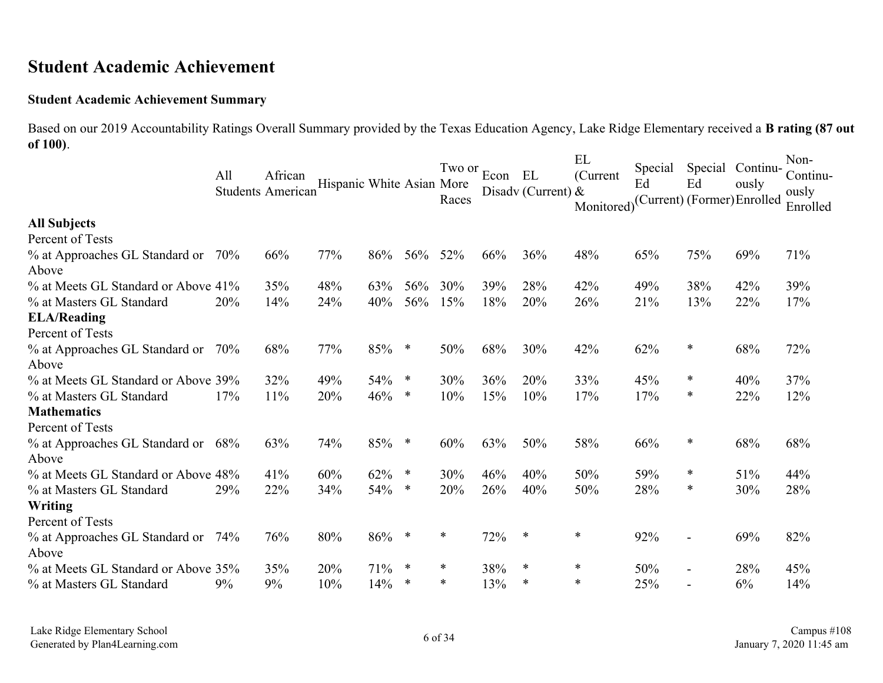## Student Academic Achievement

**Student Academic Achievement Summary**

Based on our 2019 Accountability Ratings Overall Summary provided by the Texas Education Agency, Lake Ridge Elementary received a **B rating (87 out of 100)**.

| | All Students | African American | Hispanic | White | Asian | Two or More Races | Econ Disadv | EL (Current) | EL (Current & Monitored) | Special Ed (Current) | Special Ed (Former) | Continuously Enrolled | Non-Continuously Enrolled |
|---|---|---|---|---|---|---|---|---|---|---|---|---|---|
| **All Subjects** | | | | | | | | | | | | | |
| Percent of Tests | | | | | | | | | | | | | |
| % at Approaches GL Standard or Above | 70% | 66% | 77% | 86% | 56% | 52% | 66% | 36% | 48% | 65% | 75% | 69% | 71% |
| % at Meets GL Standard or Above | 41% | 35% | 48% | 63% | 56% | 30% | 39% | 28% | 42% | 49% | 38% | 42% | 39% |
| % at Masters GL Standard | 20% | 14% | 24% | 40% | 56% | 15% | 18% | 20% | 26% | 21% | 13% | 22% | 17% |
| **ELA/Reading** | | | | | | | | | | | | | |
| Percent of Tests | | | | | | | | | | | | | |
| % at Approaches GL Standard or Above | 70% | 68% | 77% | 85% | * | 50% | 68% | 30% | 42% | 62% | * | 68% | 72% |
| % at Meets GL Standard or Above | 39% | 32% | 49% | 54% | * | 30% | 36% | 20% | 33% | 45% | * | 40% | 37% |
| % at Masters GL Standard | 17% | 11% | 20% | 46% | * | 10% | 15% | 10% | 17% | 17% | * | 22% | 12% |
| **Mathematics** | | | | | | | | | | | | | |
| Percent of Tests | | | | | | | | | | | | | |
| % at Approaches GL Standard or Above | 68% | 63% | 74% | 85% | * | 60% | 63% | 50% | 58% | 66% | * | 68% | 68% |
| % at Meets GL Standard or Above | 48% | 41% | 60% | 62% | * | 30% | 46% | 40% | 50% | 59% | * | 51% | 44% |
| % at Masters GL Standard | 29% | 22% | 34% | 54% | * | 20% | 26% | 40% | 50% | 28% | * | 30% | 28% |
| **Writing** | | | | | | | | | | | | | |
| Percent of Tests | | | | | | | | | | | | | |
| % at Approaches GL Standard or Above | 74% | 76% | 80% | 86% | * | * | 72% | * | * | 92% | - | 69% | 82% |
| % at Meets GL Standard or Above | 35% | 35% | 20% | 71% | * | * | 38% | * | * | 50% | - | 28% | 45% |
| % at Masters GL Standard | 9% | 9% | 10% | 14% | * | * | 13% | * | * | 25% | - | 6% | 14% |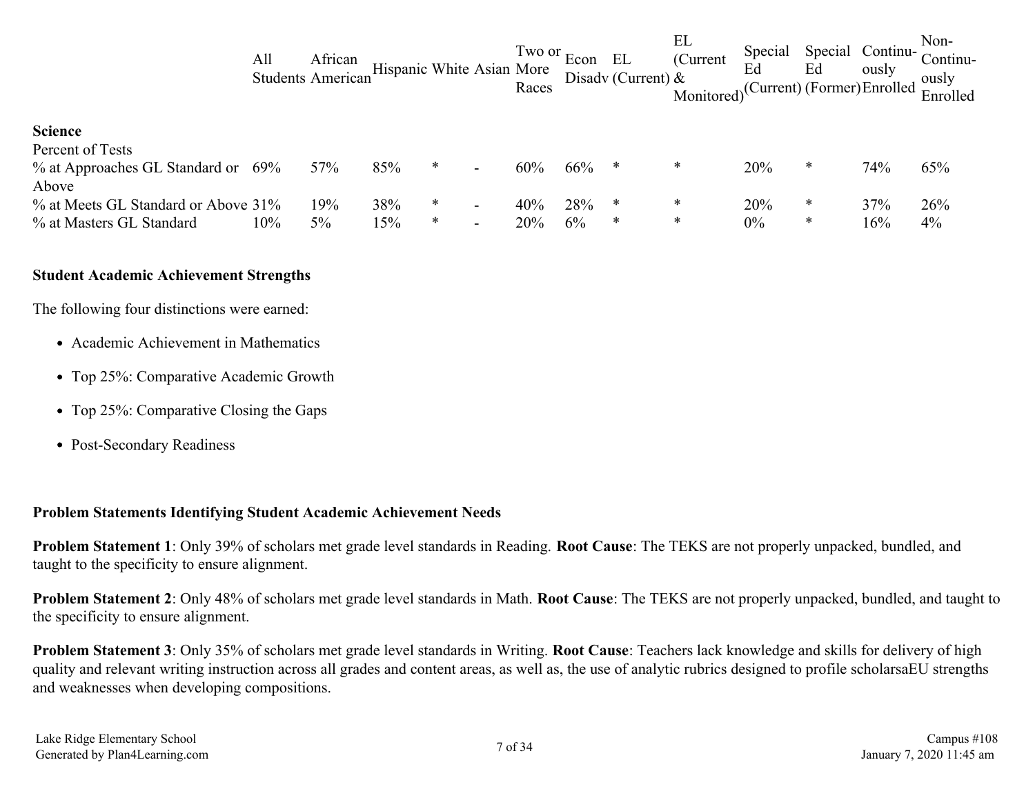| | All Students | African American | Hispanic | White | Asian | Two or More Races | Econ Disadv | EL (Current) | EL (Current & Monitored) | Special Ed (Current) | Special Ed (Former) | Continuously Enrolled | Non-Continuously Enrolled |
|---|---|---|---|---|---|---|---|---|---|---|---|---|---|
| **Science** | | | | | | | | | | | | | |
| Percent of Tests | | | | | | | | | | | | | |
| % at Approaches GL Standard or Above | 69% | 57% | 85% | * | - | 60% | 66% | * | * | 20% | * | 74% | 65% |
| % at Meets GL Standard or Above | 31% | 19% | 38% | * | - | 40% | 28% | * | * | 20% | * | 37% | 26% |
| % at Masters GL Standard | 10% | 5% | 15% | * | - | 20% | 6% | * | * | 0% | * | 16% | 4% |

**Student Academic Achievement Strengths**

The following four distinctions were earned:

- Academic Achievement in Mathematics
- Top 25%: Comparative Academic Growth
- Top 25%: Comparative Closing the Gaps
- Post-Secondary Readiness

**Problem Statements Identifying Student Academic Achievement Needs**

**Problem Statement 1**: Only 39% of scholars met grade level standards in Reading. **Root Cause**: The TEKS are not properly unpacked, bundled, and taught to the specificity to ensure alignment.

**Problem Statement 2**: Only 48% of scholars met grade level standards in Math. **Root Cause**: The TEKS are not properly unpacked, bundled, and taught to the specificity to ensure alignment.

**Problem Statement 3**: Only 35% of scholars met grade level standards in Writing. **Root Cause**: Teachers lack knowledge and skills for delivery of high quality and relevant writing instruction across all grades and content areas, as well as, the use of analytic rubrics designed to profile scholarsaEU strengths and weaknesses when developing compositions.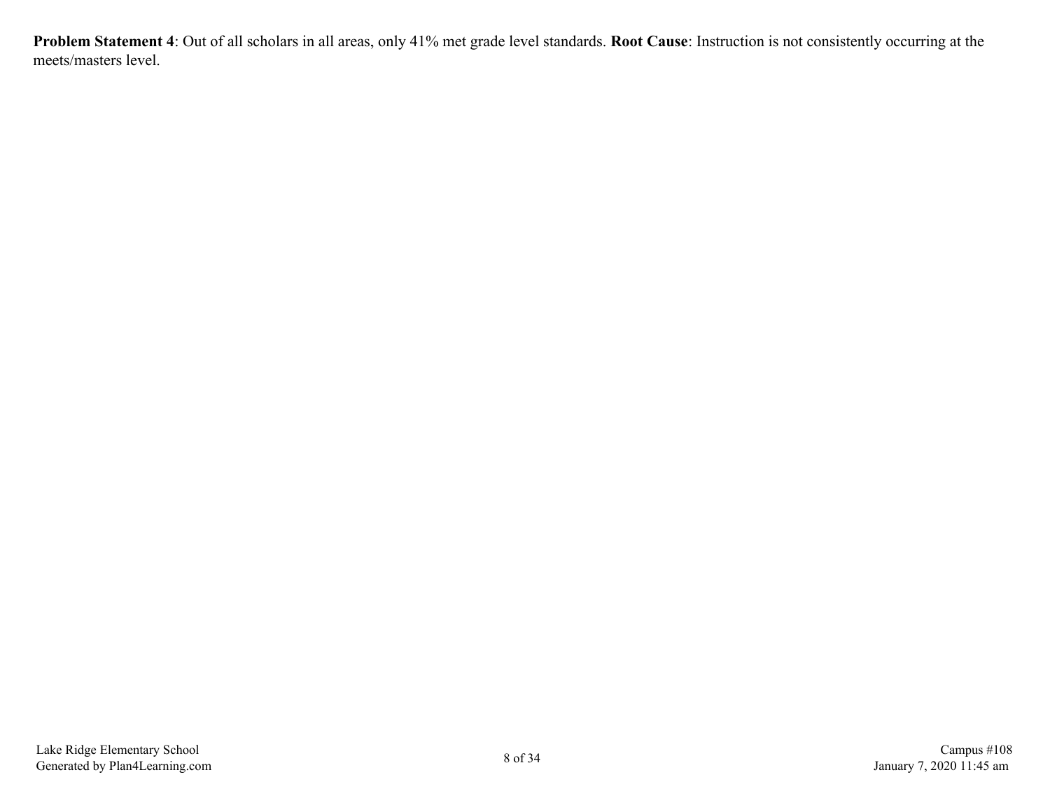**Problem Statement 4**: Out of all scholars in all areas, only 41% met grade level standards. **Root Cause**: Instruction is not consistently occurring at the meets/masters level.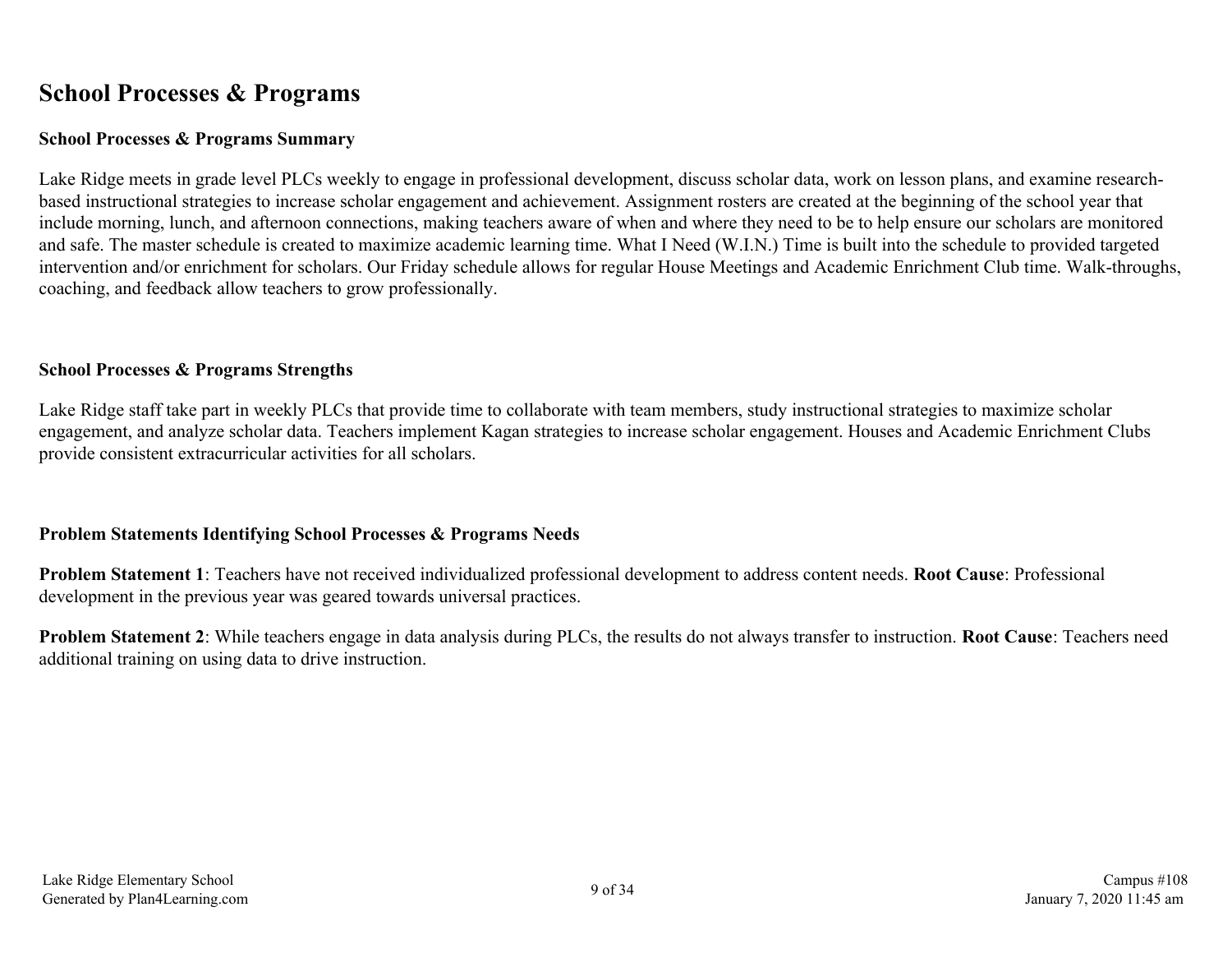## School Processes & Programs

### School Processes & Programs Summary

Lake Ridge meets in grade level PLCs weekly to engage in professional development, discuss scholar data, work on lesson plans, and examine research-based instructional strategies to increase scholar engagement and achievement. Assignment rosters are created at the beginning of the school year that include morning, lunch, and afternoon connections, making teachers aware of when and where they need to be to help ensure our scholars are monitored and safe. The master schedule is created to maximize academic learning time. What I Need (W.I.N.) Time is built into the schedule to provided targeted intervention and/or enrichment for scholars. Our Friday schedule allows for regular House Meetings and Academic Enrichment Club time. Walk-throughs, coaching, and feedback allow teachers to grow professionally.

### School Processes & Programs Strengths

Lake Ridge staff take part in weekly PLCs that provide time to collaborate with team members, study instructional strategies to maximize scholar engagement, and analyze scholar data. Teachers implement Kagan strategies to increase scholar engagement. Houses and Academic Enrichment Clubs provide consistent extracurricular activities for all scholars.

### Problem Statements Identifying School Processes & Programs Needs

**Problem Statement 1**: Teachers have not received individualized professional development to address content needs. **Root Cause**: Professional development in the previous year was geared towards universal practices.

**Problem Statement 2**: While teachers engage in data analysis during PLCs, the results do not always transfer to instruction. **Root Cause**: Teachers need additional training on using data to drive instruction.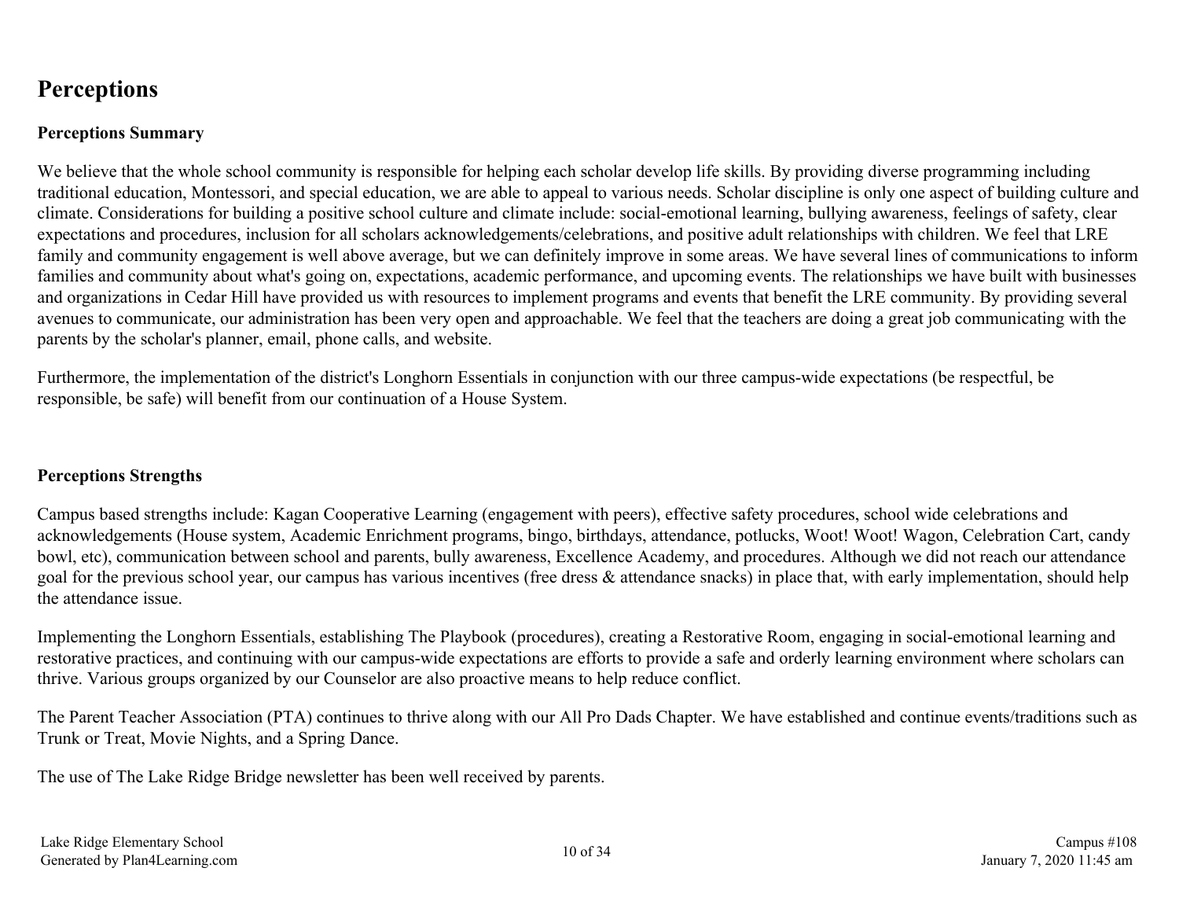# Perceptions

### Perceptions Summary

We believe that the whole school community is responsible for helping each scholar develop life skills. By providing diverse programming including traditional education, Montessori, and special education, we are able to appeal to various needs. Scholar discipline is only one aspect of building culture and climate. Considerations for building a positive school culture and climate include: social-emotional learning, bullying awareness, feelings of safety, clear expectations and procedures, inclusion for all scholars acknowledgements/celebrations, and positive adult relationships with children. We feel that LRE family and community engagement is well above average, but we can definitely improve in some areas. We have several lines of communications to inform families and community about what's going on, expectations, academic performance, and upcoming events. The relationships we have built with businesses and organizations in Cedar Hill have provided us with resources to implement programs and events that benefit the LRE community. By providing several avenues to communicate, our administration has been very open and approachable. We feel that the teachers are doing a great job communicating with the parents by the scholar's planner, email, phone calls, and website.

Furthermore, the implementation of the district's Longhorn Essentials in conjunction with our three campus-wide expectations (be respectful, be responsible, be safe) will benefit from our continuation of a House System.

### Perceptions Strengths

Campus based strengths include: Kagan Cooperative Learning (engagement with peers), effective safety procedures, school wide celebrations and acknowledgements (House system, Academic Enrichment programs, bingo, birthdays, attendance, potlucks, Woot! Woot! Wagon, Celebration Cart, candy bowl, etc), communication between school and parents, bully awareness, Excellence Academy, and procedures. Although we did not reach our attendance goal for the previous school year, our campus has various incentives (free dress & attendance snacks) in place that, with early implementation, should help the attendance issue.

Implementing the Longhorn Essentials, establishing The Playbook (procedures), creating a Restorative Room, engaging in social-emotional learning and restorative practices, and continuing with our campus-wide expectations are efforts to provide a safe and orderly learning environment where scholars can thrive. Various groups organized by our Counselor are also proactive means to help reduce conflict.

The Parent Teacher Association (PTA) continues to thrive along with our All Pro Dads Chapter. We have established and continue events/traditions such as Trunk or Treat, Movie Nights, and a Spring Dance.

The use of The Lake Ridge Bridge newsletter has been well received by parents.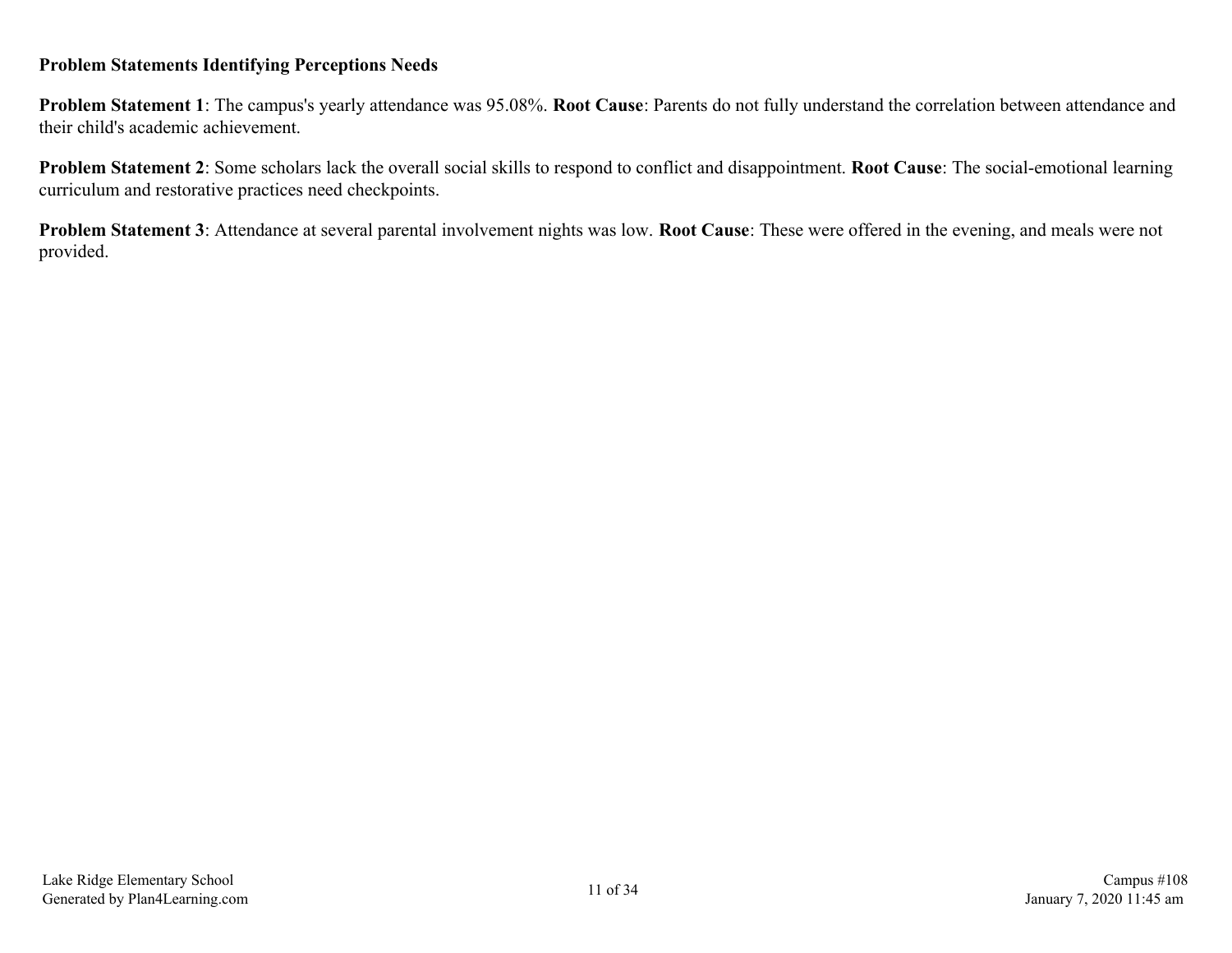**Problem Statements Identifying Perceptions Needs**

**Problem Statement 1**: The campus's yearly attendance was 95.08%. **Root Cause**: Parents do not fully understand the correlation between attendance and their child's academic achievement.

**Problem Statement 2**: Some scholars lack the overall social skills to respond to conflict and disappointment. **Root Cause**: The social-emotional learning curriculum and restorative practices need checkpoints.

**Problem Statement 3**: Attendance at several parental involvement nights was low. **Root Cause**: These were offered in the evening, and meals were not provided.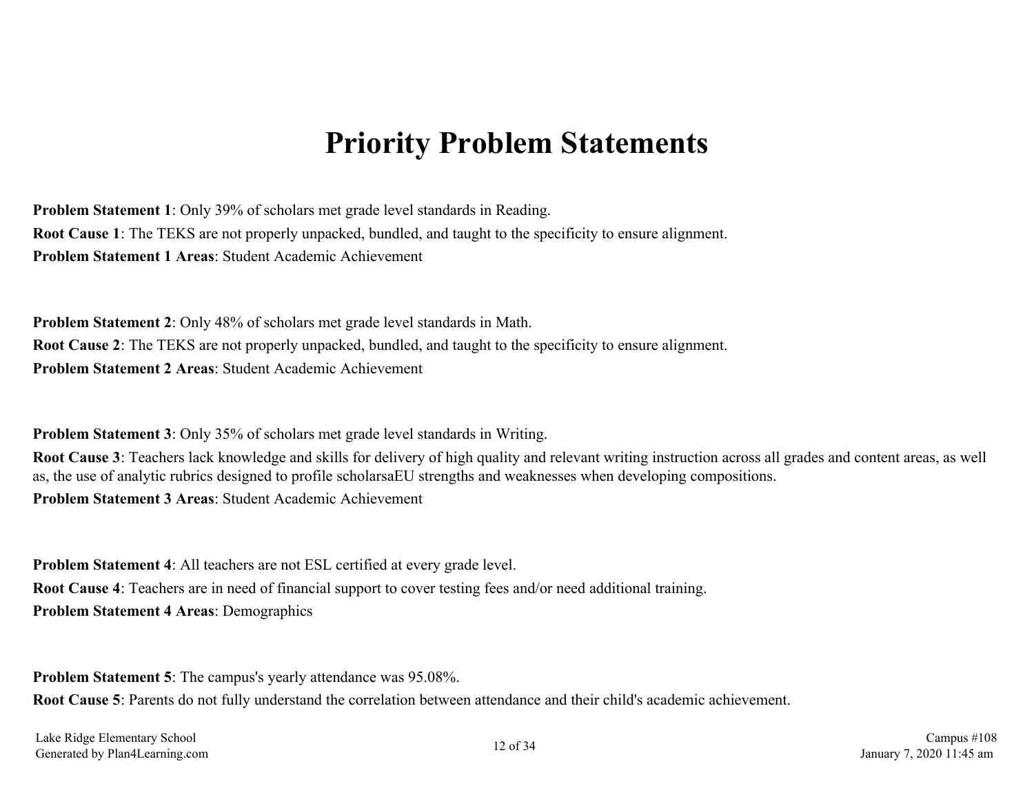# Priority Problem Statements

**Problem Statement 1**: Only 39% of scholars met grade level standards in Reading.

**Root Cause 1**: The TEKS are not properly unpacked, bundled, and taught to the specificity to ensure alignment.

**Problem Statement 1 Areas**: Student Academic Achievement

**Problem Statement 2**: Only 48% of scholars met grade level standards in Math.

**Root Cause 2**: The TEKS are not properly unpacked, bundled, and taught to the specificity to ensure alignment.

**Problem Statement 2 Areas**: Student Academic Achievement

**Problem Statement 3**: Only 35% of scholars met grade level standards in Writing.

**Root Cause 3**: Teachers lack knowledge and skills for delivery of high quality and relevant writing instruction across all grades and content areas, as well as, the use of analytic rubrics designed to profile scholarsaEU strengths and weaknesses when developing compositions.

**Problem Statement 3 Areas**: Student Academic Achievement

**Problem Statement 4**: All teachers are not ESL certified at every grade level.

**Root Cause 4**: Teachers are in need of financial support to cover testing fees and/or need additional training.

**Problem Statement 4 Areas**: Demographics

**Problem Statement 5**: The campus's yearly attendance was 95.08%.

**Root Cause 5**: Parents do not fully understand the correlation between attendance and their child's academic achievement.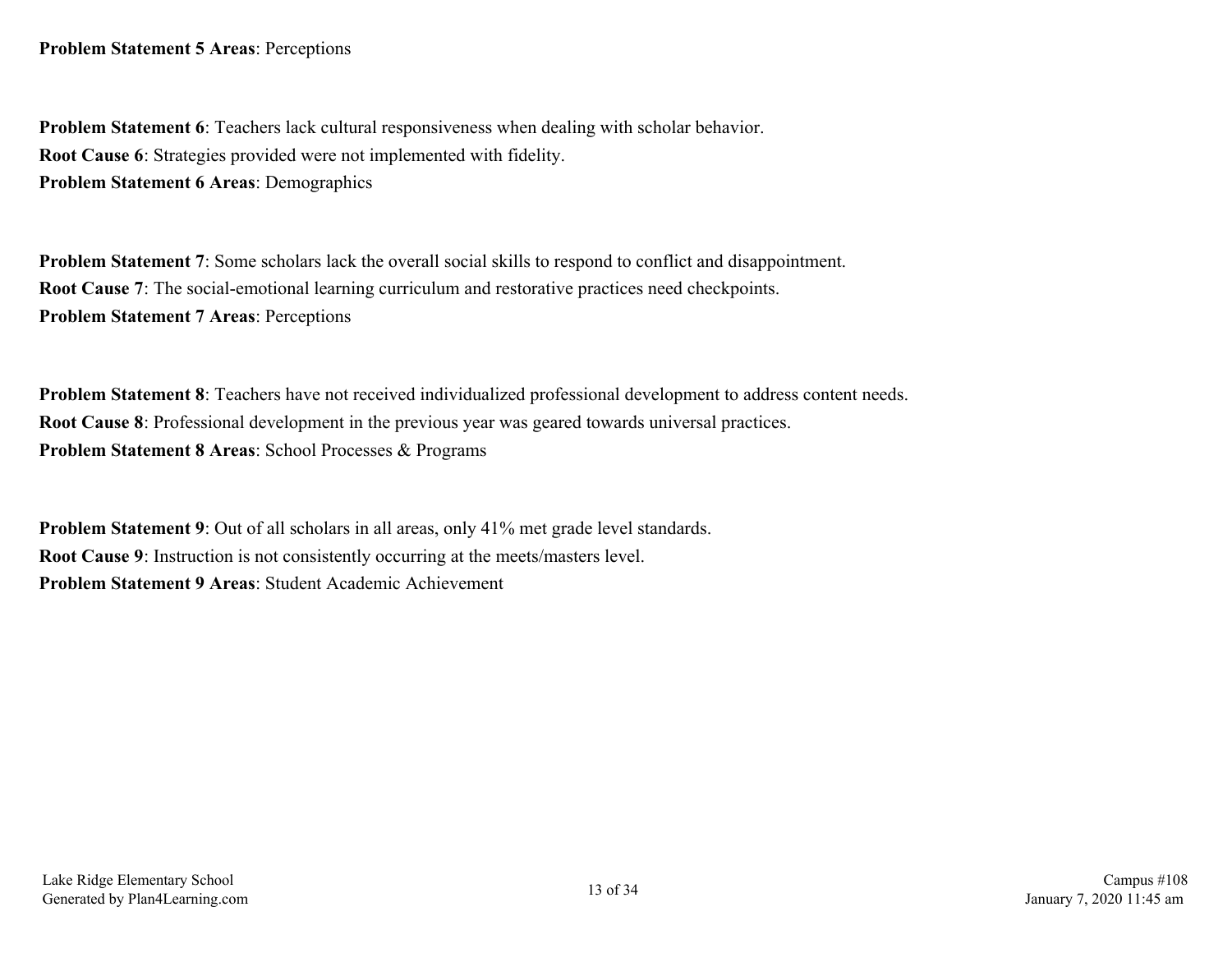**Problem Statement 5 Areas**: Perceptions

**Problem Statement 6**: Teachers lack cultural responsiveness when dealing with scholar behavior.
**Root Cause 6**: Strategies provided were not implemented with fidelity.
**Problem Statement 6 Areas**: Demographics

**Problem Statement 7**: Some scholars lack the overall social skills to respond to conflict and disappointment.
**Root Cause 7**: The social-emotional learning curriculum and restorative practices need checkpoints.
**Problem Statement 7 Areas**: Perceptions

**Problem Statement 8**: Teachers have not received individualized professional development to address content needs.
**Root Cause 8**: Professional development in the previous year was geared towards universal practices.
**Problem Statement 8 Areas**: School Processes & Programs

**Problem Statement 9**: Out of all scholars in all areas, only 41% met grade level standards.
**Root Cause 9**: Instruction is not consistently occurring at the meets/masters level.
**Problem Statement 9 Areas**: Student Academic Achievement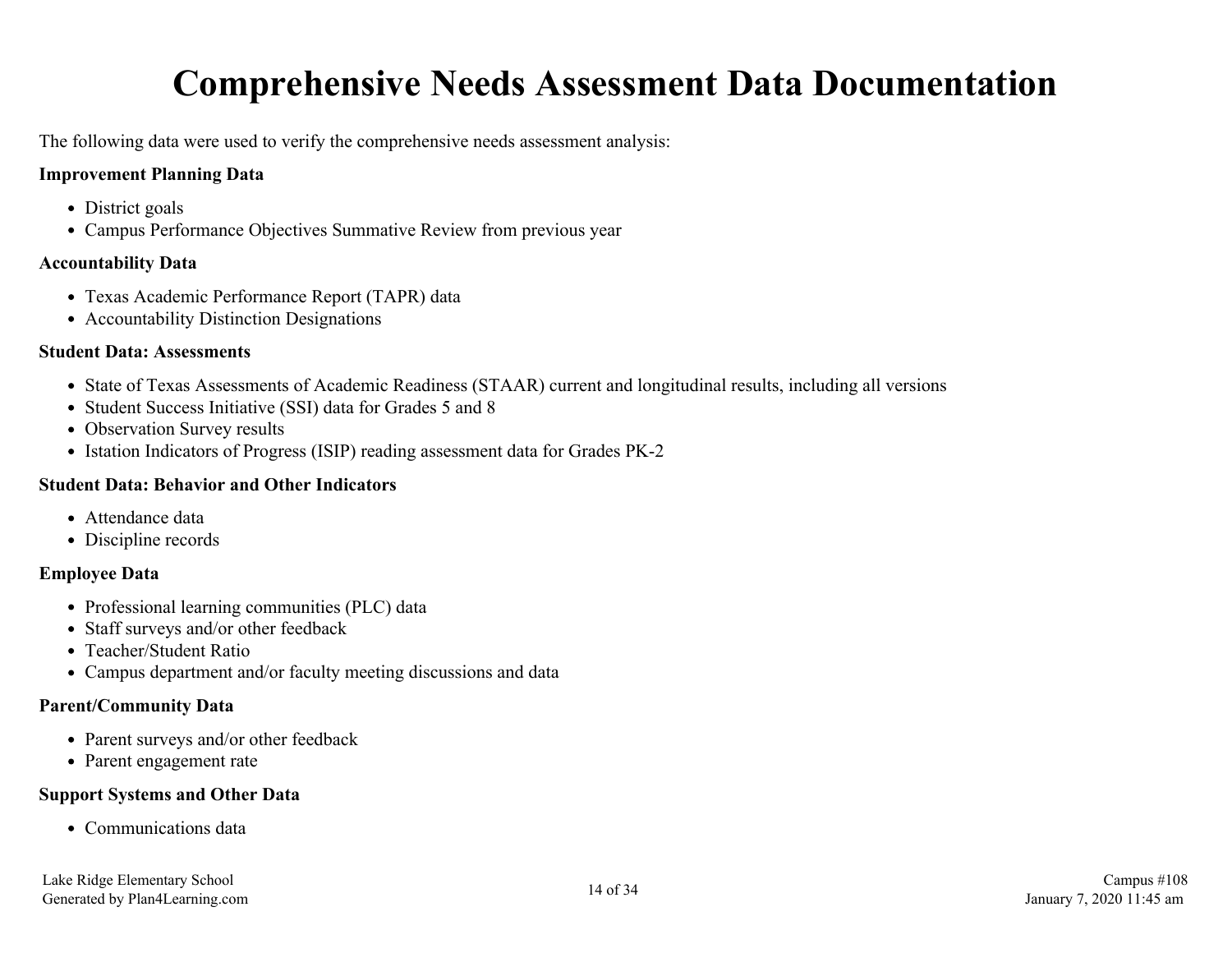# Comprehensive Needs Assessment Data Documentation

The following data were used to verify the comprehensive needs assessment analysis:

**Improvement Planning Data**

- District goals
- Campus Performance Objectives Summative Review from previous year

**Accountability Data**

- Texas Academic Performance Report (TAPR) data
- Accountability Distinction Designations

**Student Data: Assessments**

- State of Texas Assessments of Academic Readiness (STAAR) current and longitudinal results, including all versions
- Student Success Initiative (SSI) data for Grades 5 and 8
- Observation Survey results
- Istation Indicators of Progress (ISIP) reading assessment data for Grades PK-2

**Student Data: Behavior and Other Indicators**

- Attendance data
- Discipline records

**Employee Data**

- Professional learning communities (PLC) data
- Staff surveys and/or other feedback
- Teacher/Student Ratio
- Campus department and/or faculty meeting discussions and data

**Parent/Community Data**

- Parent surveys and/or other feedback
- Parent engagement rate

**Support Systems and Other Data**

- Communications data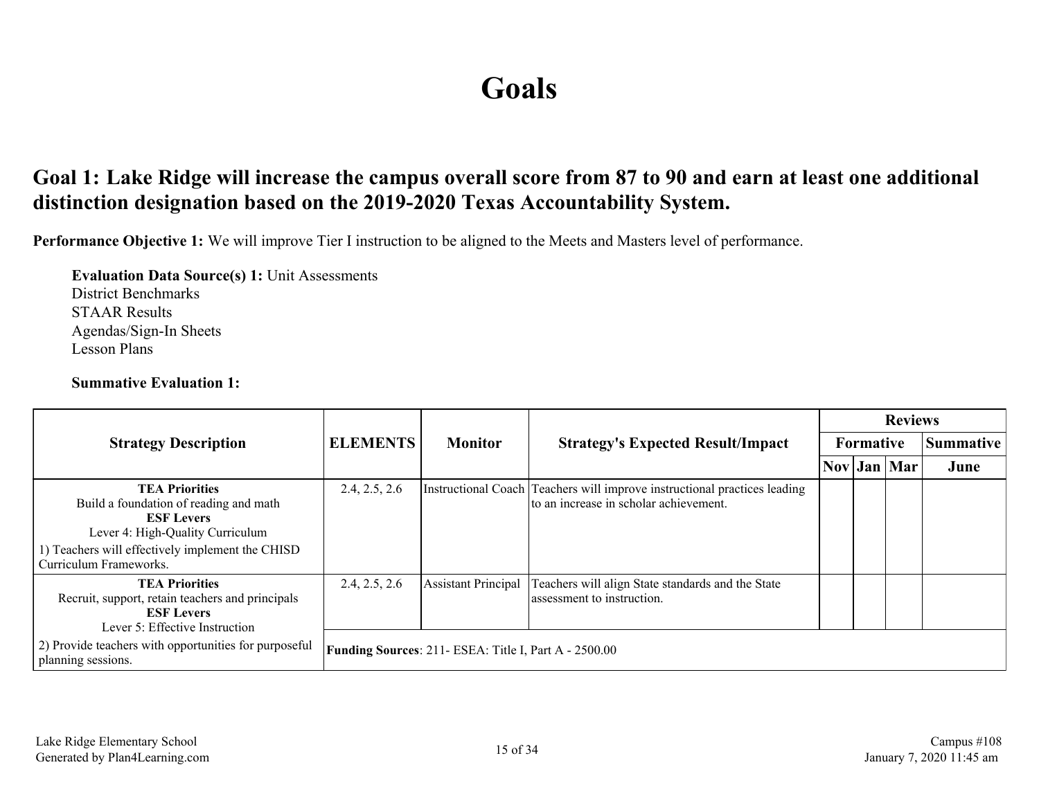# Goals

## Goal 1: Lake Ridge will increase the campus overall score from 87 to 90 and earn at least one additional distinction designation based on the 2019-2020 Texas Accountability System.

**Performance Objective 1:** We will improve Tier I instruction to be aligned to the Meets and Masters level of performance.

**Evaluation Data Source(s) 1:** Unit Assessments
District Benchmarks
STAAR Results
Agendas/Sign-In Sheets
Lesson Plans

**Summative Evaluation 1:**

| Strategy Description | ELEMENTS | Monitor | Strategy's Expected Result/Impact | Reviews | | | |
|---|---|---|---|---|---|---|---|
| | | | | Formative | | | Summative |
| | | | | Nov | Jan | Mar | June |
| **TEA Priorities** Build a foundation of reading and math **ESF Levers** Lever 4: High-Quality Curriculum 1) Teachers will effectively implement the CHISD Curriculum Frameworks. | 2.4, 2.5, 2.6 | Instructional Coach | Teachers will improve instructional practices leading to an increase in scholar achievement. | | | | |
| **TEA Priorities** Recruit, support, retain teachers and principals **ESF Levers** Lever 5: Effective Instruction 2) Provide teachers with opportunities for purposeful planning sessions. | 2.4, 2.5, 2.6 | Assistant Principal | Teachers will align State standards and the State assessment to instruction. | | | | |
| | **Funding Sources**: 211- ESEA: Title I, Part A - 2500.00 | | | | | | |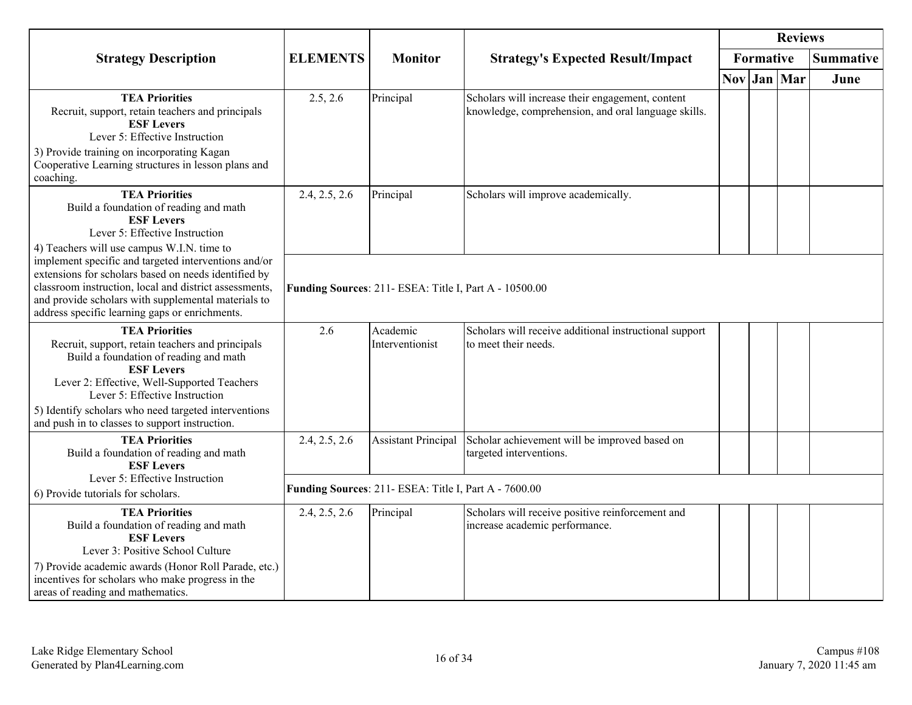| Strategy Description | ELEMENTS | Monitor | Strategy's Expected Result/Impact | Reviews | | | |
|---|---|---|---|---|---|---|---|
| | | | | Formative | | | Summative |
| | | | | Nov | Jan | Mar | June |
| **TEA Priorities** Recruit, support, retain teachers and principals **ESF Levers** Lever 5: Effective Instruction 3) Provide training on incorporating Kagan Cooperative Learning structures in lesson plans and coaching. | 2.5, 2.6 | Principal | Scholars will increase their engagement, content knowledge, comprehension, and oral language skills. | | | | |
| **TEA Priorities** Build a foundation of reading and math **ESF Levers** Lever 5: Effective Instruction 4) Teachers will use campus W.I.N. time to implement specific and targeted interventions and/or extensions for scholars based on needs identified by classroom instruction, local and district assessments, and provide scholars with supplemental materials to address specific learning gaps or enrichments. | 2.4, 2.5, 2.6 | Principal | Scholars will improve academically. | | | | |
| | **Funding Sources**: 211- ESEA: Title I, Part A - 10500.00 | | | | | | |
| **TEA Priorities** Recruit, support, retain teachers and principals Build a foundation of reading and math **ESF Levers** Lever 2: Effective, Well-Supported Teachers Lever 5: Effective Instruction 5) Identify scholars who need targeted interventions and push in to classes to support instruction. | 2.6 | Academic Interventionist | Scholars will receive additional instructional support to meet their needs. | | | | |
| **TEA Priorities** Build a foundation of reading and math **ESF Levers** Lever 5: Effective Instruction 6) Provide tutorials for scholars. | 2.4, 2.5, 2.6 | Assistant Principal | Scholar achievement will be improved based on targeted interventions. | | | | |
| | **Funding Sources**: 211- ESEA: Title I, Part A - 7600.00 | | | | | | |
| **TEA Priorities** Build a foundation of reading and math **ESF Levers** Lever 3: Positive School Culture 7) Provide academic awards (Honor Roll Parade, etc.) incentives for scholars who make progress in the areas of reading and mathematics. | 2.4, 2.5, 2.6 | Principal | Scholars will receive positive reinforcement and increase academic performance. | | | | |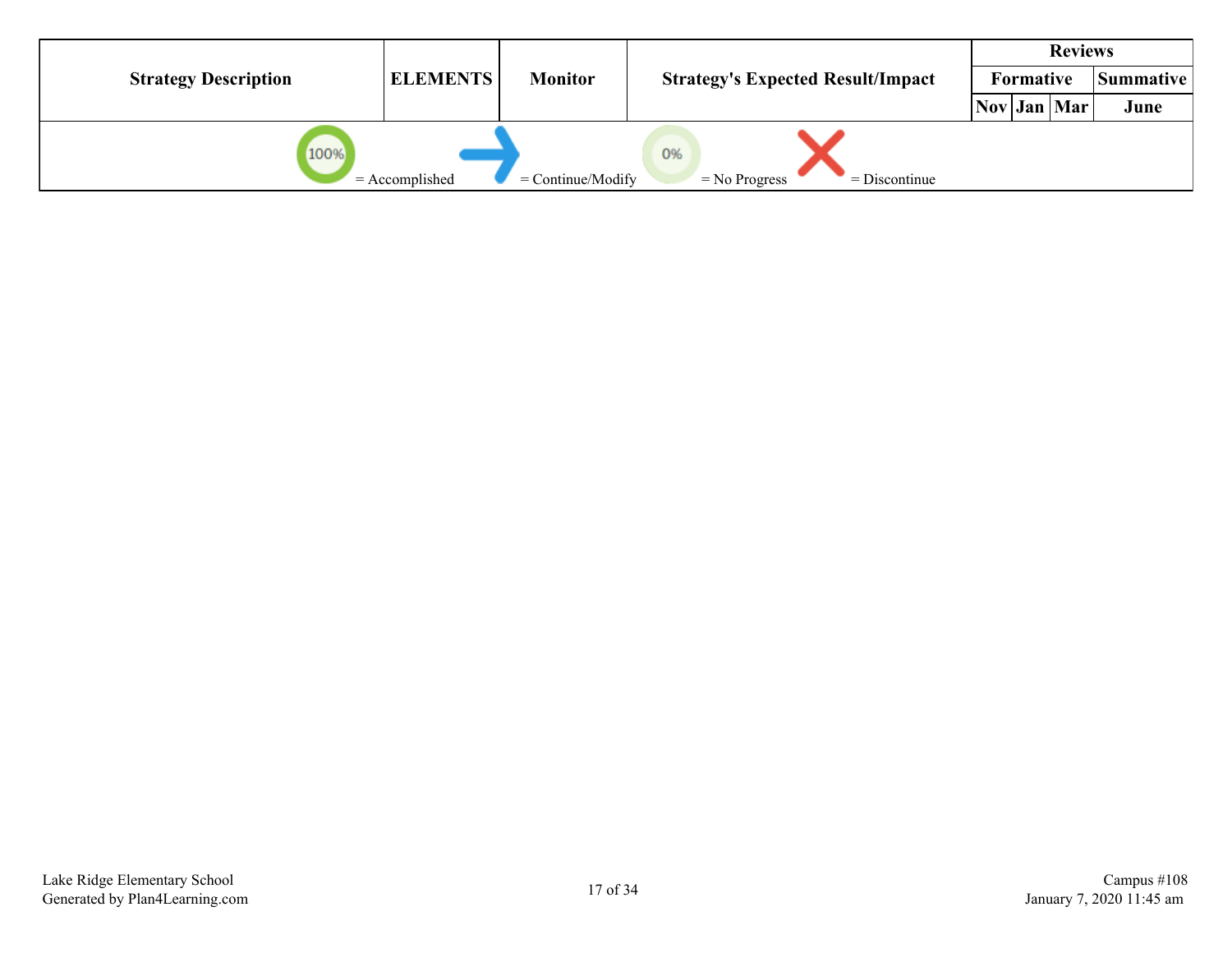| Strategy Description | ELEMENTS | Monitor | Strategy's Expected Result/Impact | Reviews | | | |
|---|---|---|---|---|---|---|---|
| | | | | Formative | | | Summative |
| | | | | Nov | Jan | Mar | June |

100% = Accomplished → = Continue/Modify 0% = No Progress ✕ = Discontinue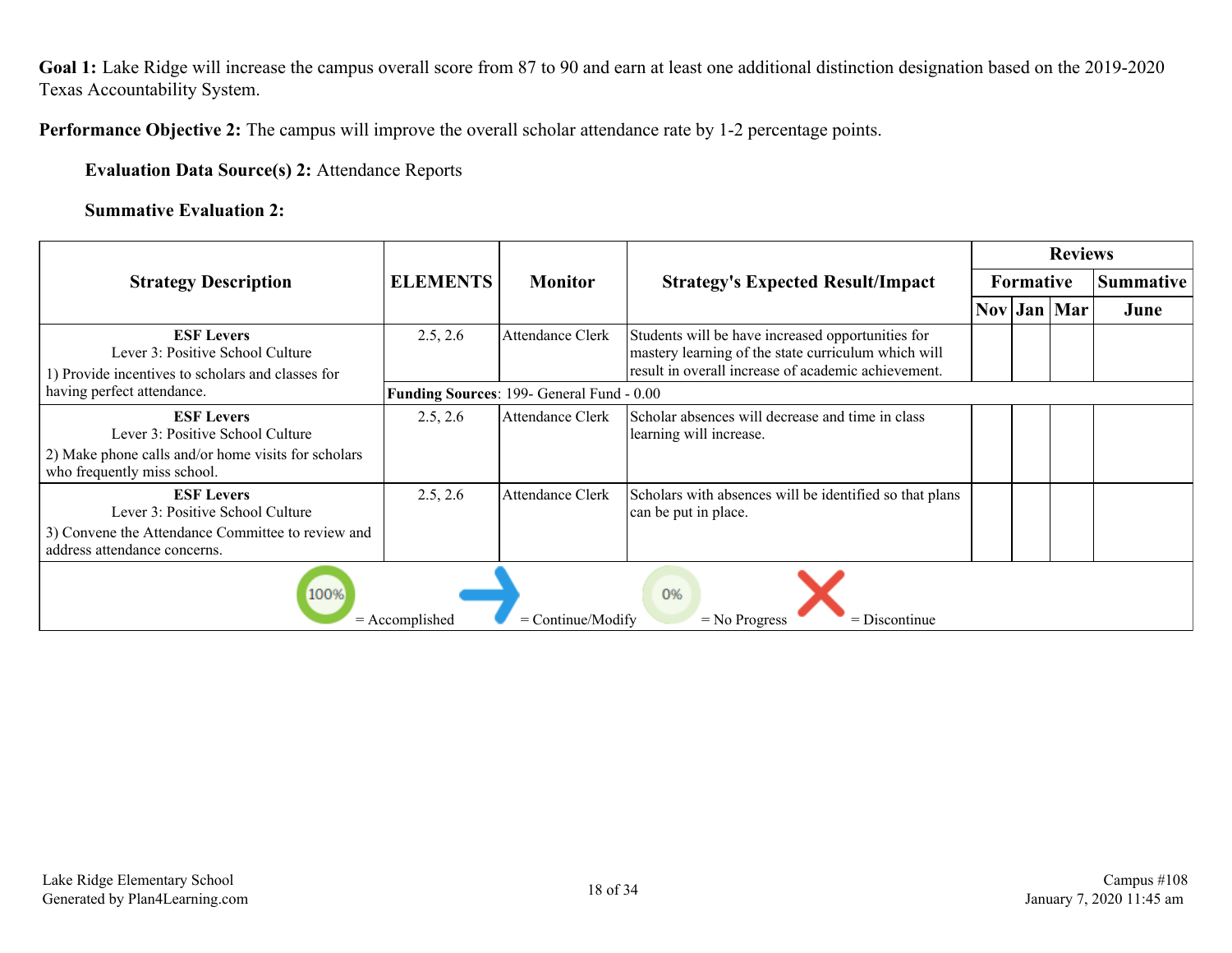**Goal 1:** Lake Ridge will increase the campus overall score from 87 to 90 and earn at least one additional distinction designation based on the 2019-2020 Texas Accountability System.

**Performance Objective 2:** The campus will improve the overall scholar attendance rate by 1-2 percentage points.

**Evaluation Data Source(s) 2:** Attendance Reports

**Summative Evaluation 2:**

| Strategy Description | ELEMENTS | Monitor | Strategy's Expected Result/Impact | Reviews | | | |
|---|---|---|---|---|---|---|---|
| | | | | Formative | | | Summative |
| | | | | Nov | Jan | Mar | June |
| **ESF Levers**<br>Lever 3: Positive School Culture<br>1) Provide incentives to scholars and classes for having perfect attendance. | 2.5, 2.6 | Attendance Clerk | Students will be have increased opportunities for mastery learning of the state curriculum which will result in overall increase of academic achievement. | | | | |
| | **Funding Sources**: 199- General Fund - 0.00 | | | | | | |
| **ESF Levers**<br>Lever 3: Positive School Culture<br>2) Make phone calls and/or home visits for scholars who frequently miss school. | 2.5, 2.6 | Attendance Clerk | Scholar absences will decrease and time in class learning will increase. | | | | |
| **ESF Levers**<br>Lever 3: Positive School Culture<br>3) Convene the Attendance Committee to review and address attendance concerns. | 2.5, 2.6 | Attendance Clerk | Scholars with absences will be identified so that plans can be put in place. | | | | |

100% = Accomplished → = Continue/Modify 0% = No Progress X = Discontinue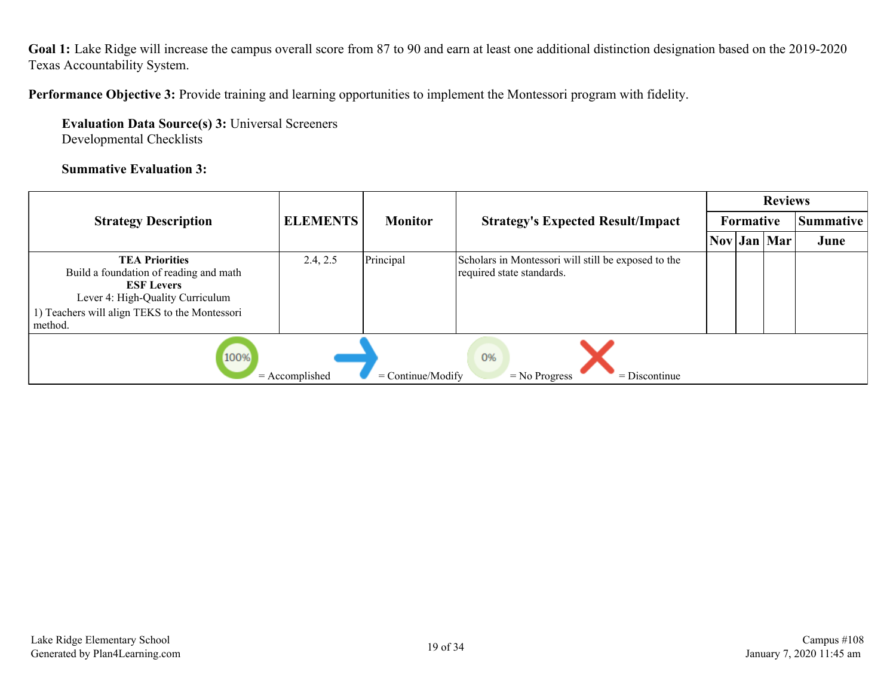**Goal 1:** Lake Ridge will increase the campus overall score from 87 to 90 and earn at least one additional distinction designation based on the 2019-2020 Texas Accountability System.

**Performance Objective 3:** Provide training and learning opportunities to implement the Montessori program with fidelity.

**Evaluation Data Source(s) 3:** Universal Screeners
Developmental Checklists

**Summative Evaluation 3:**

| Strategy Description | ELEMENTS | Monitor | Strategy's Expected Result/Impact | Reviews | | | |
|---|---|---|---|---|---|---|---|
| | | | | Formative | | | Summative |
| | | | | Nov | Jan | Mar | June |
| **TEA Priorities** Build a foundation of reading and math **ESF Levers** Lever 4: High-Quality Curriculum 1) Teachers will align TEKS to the Montessori method. | 2.4, 2.5 | Principal | Scholars in Montessori will still be exposed to the required state standards. | | | | |

100% = Accomplished → = Continue/Modify 0% = No Progress ✕ = Discontinue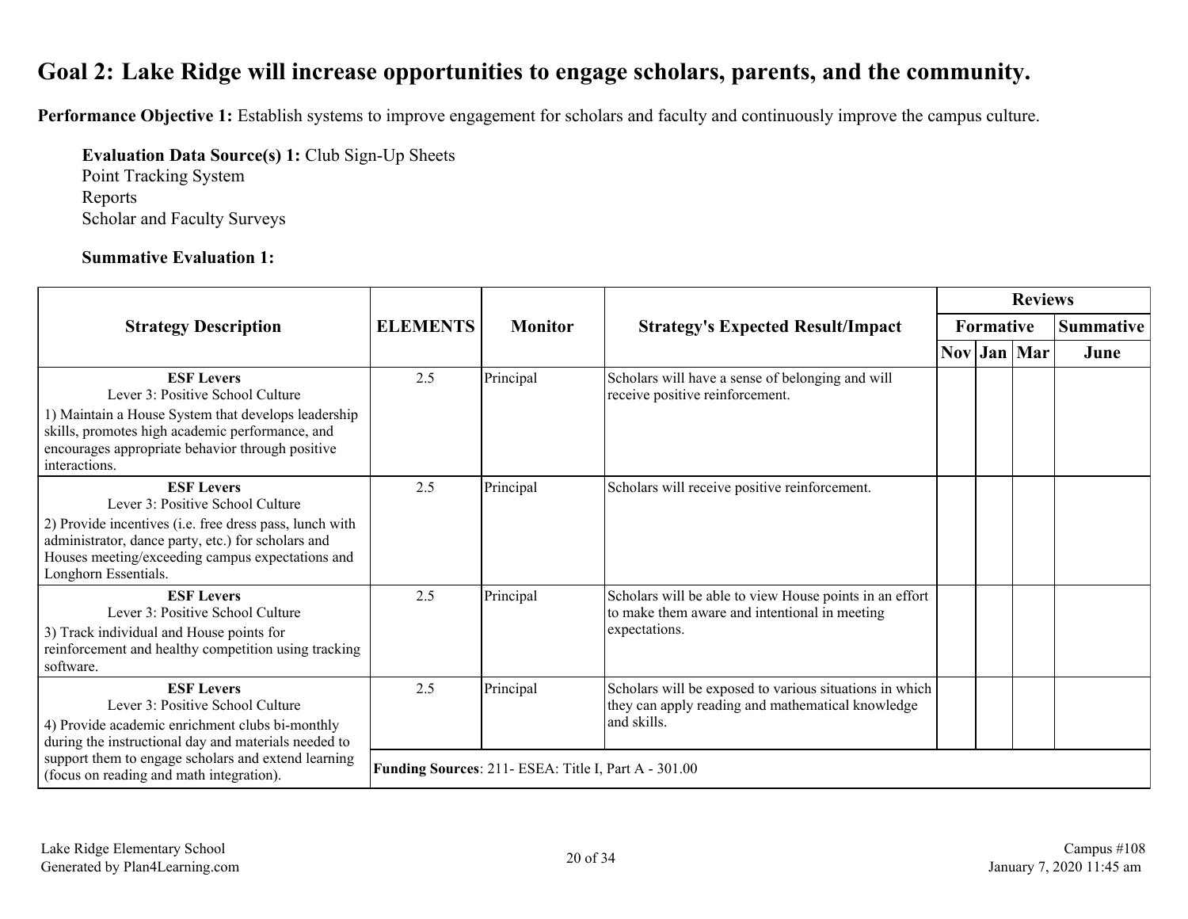# Goal 2: Lake Ridge will increase opportunities to engage scholars, parents, and the community.

**Performance Objective 1:** Establish systems to improve engagement for scholars and faculty and continuously improve the campus culture.

**Evaluation Data Source(s) 1:** Club Sign-Up Sheets
Point Tracking System
Reports
Scholar and Faculty Surveys

**Summative Evaluation 1:**

| Strategy Description | ELEMENTS | Monitor | Strategy's Expected Result/Impact | Reviews | | | |
|---|---|---|---|---|---|---|---|
| | | | | Formative | | | Summative |
| | | | | Nov | Jan | Mar | June |
| **ESF Levers** Lever 3: Positive School Culture 1) Maintain a House System that develops leadership skills, promotes high academic performance, and encourages appropriate behavior through positive interactions. | 2.5 | Principal | Scholars will have a sense of belonging and will receive positive reinforcement. | | | | |
| **ESF Levers** Lever 3: Positive School Culture 2) Provide incentives (i.e. free dress pass, lunch with administrator, dance party, etc.) for scholars and Houses meeting/exceeding campus expectations and Longhorn Essentials. | 2.5 | Principal | Scholars will receive positive reinforcement. | | | | |
| **ESF Levers** Lever 3: Positive School Culture 3) Track individual and House points for reinforcement and healthy competition using tracking software. | 2.5 | Principal | Scholars will be able to view House points in an effort to make them aware and intentional in meeting expectations. | | | | |
| **ESF Levers** Lever 3: Positive School Culture 4) Provide academic enrichment clubs bi-monthly during the instructional day and materials needed to support them to engage scholars and extend learning (focus on reading and math integration). | 2.5 | Principal | Scholars will be exposed to various situations in which they can apply reading and mathematical knowledge and skills. | | | | |
| | **Funding Sources**: 211- ESEA: Title I, Part A - 301.00 | | | | | | |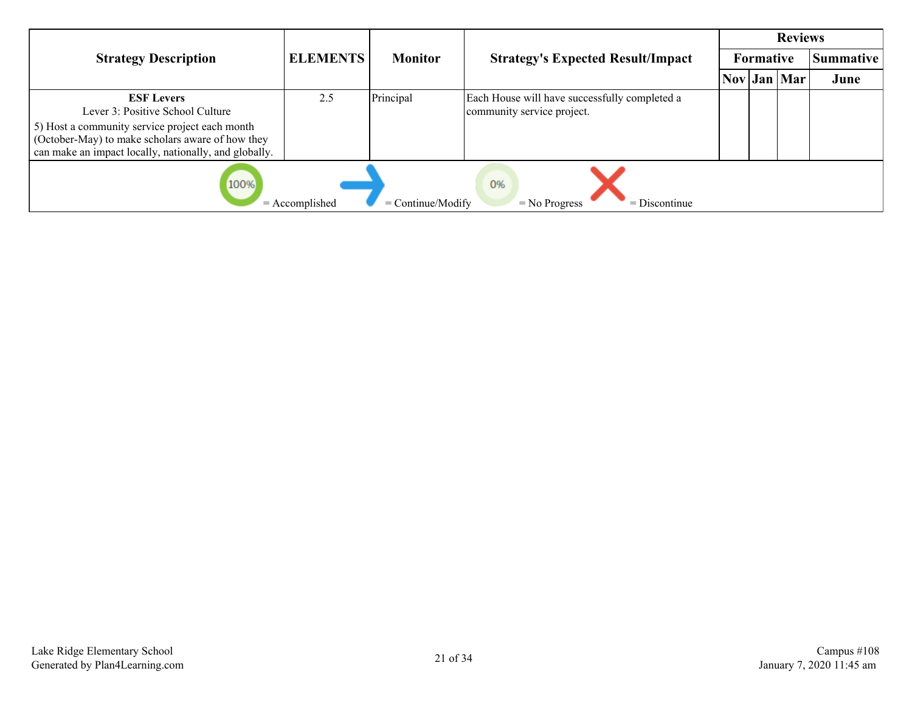| Strategy Description | ELEMENTS | Monitor | Strategy's Expected Result/Impact | Reviews | | | |
|---|---|---|---|---|---|---|---|
| | | | | Formative | | | Summative |
| | | | | Nov | Jan | Mar | June |
| **ESF Levers**<br>Lever 3: Positive School Culture<br>5) Host a community service project each month (October-May) to make scholars aware of how they can make an impact locally, nationally, and globally. | 2.5 | Principal | Each House will have successfully completed a community service project. | | | | |

100% = Accomplished → = Continue/Modify 0% = No Progress X = Discontinue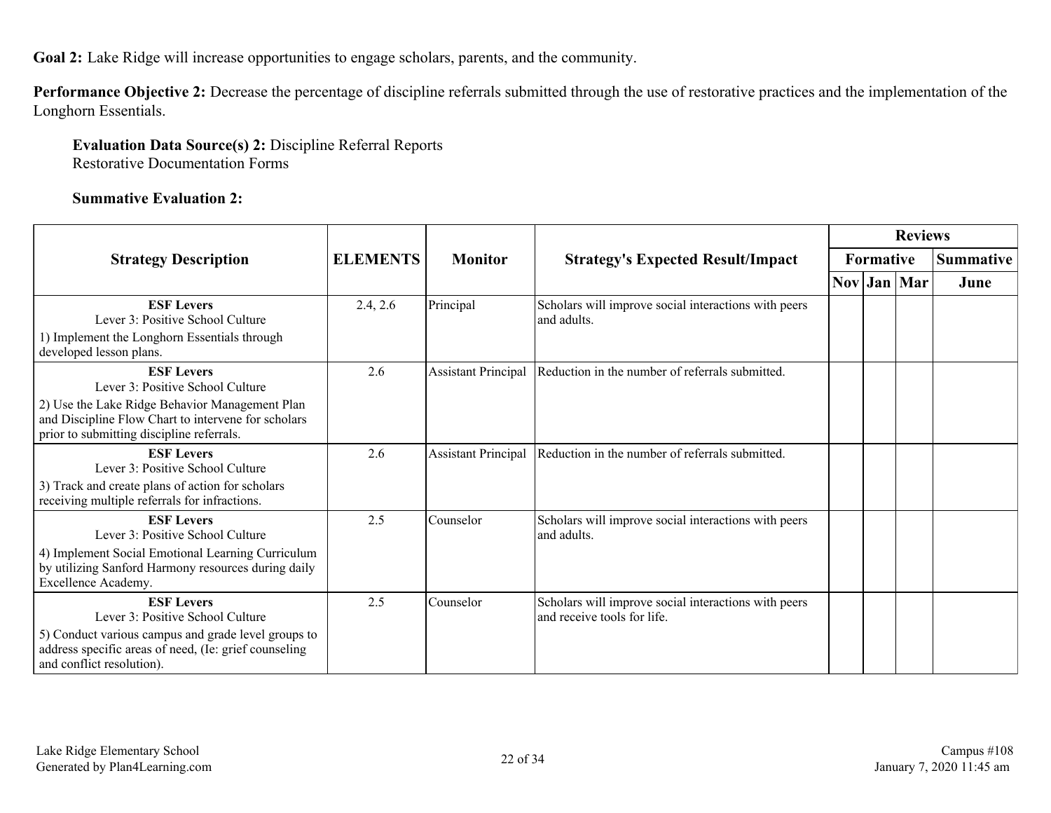**Goal 2:** Lake Ridge will increase opportunities to engage scholars, parents, and the community.

**Performance Objective 2:** Decrease the percentage of discipline referrals submitted through the use of restorative practices and the implementation of the Longhorn Essentials.

**Evaluation Data Source(s) 2:** Discipline Referral Reports
Restorative Documentation Forms

**Summative Evaluation 2:**

| Strategy Description | ELEMENTS | Monitor | Strategy's Expected Result/Impact | Reviews | | | |
|---|---|---|---|---|---|---|---|
| | | | | Formative | | | Summative |
| | | | | Nov | Jan | Mar | June |
| **ESF Levers** Lever 3: Positive School Culture 1) Implement the Longhorn Essentials through developed lesson plans. | 2.4, 2.6 | Principal | Scholars will improve social interactions with peers and adults. | | | | |
| **ESF Levers** Lever 3: Positive School Culture 2) Use the Lake Ridge Behavior Management Plan and Discipline Flow Chart to intervene for scholars prior to submitting discipline referrals. | 2.6 | Assistant Principal | Reduction in the number of referrals submitted. | | | | |
| **ESF Levers** Lever 3: Positive School Culture 3) Track and create plans of action for scholars receiving multiple referrals for infractions. | 2.6 | Assistant Principal | Reduction in the number of referrals submitted. | | | | |
| **ESF Levers** Lever 3: Positive School Culture 4) Implement Social Emotional Learning Curriculum by utilizing Sanford Harmony resources during daily Excellence Academy. | 2.5 | Counselor | Scholars will improve social interactions with peers and adults. | | | | |
| **ESF Levers** Lever 3: Positive School Culture 5) Conduct various campus and grade level groups to address specific areas of need, (Ie: grief counseling and conflict resolution). | 2.5 | Counselor | Scholars will improve social interactions with peers and receive tools for life. | | | | |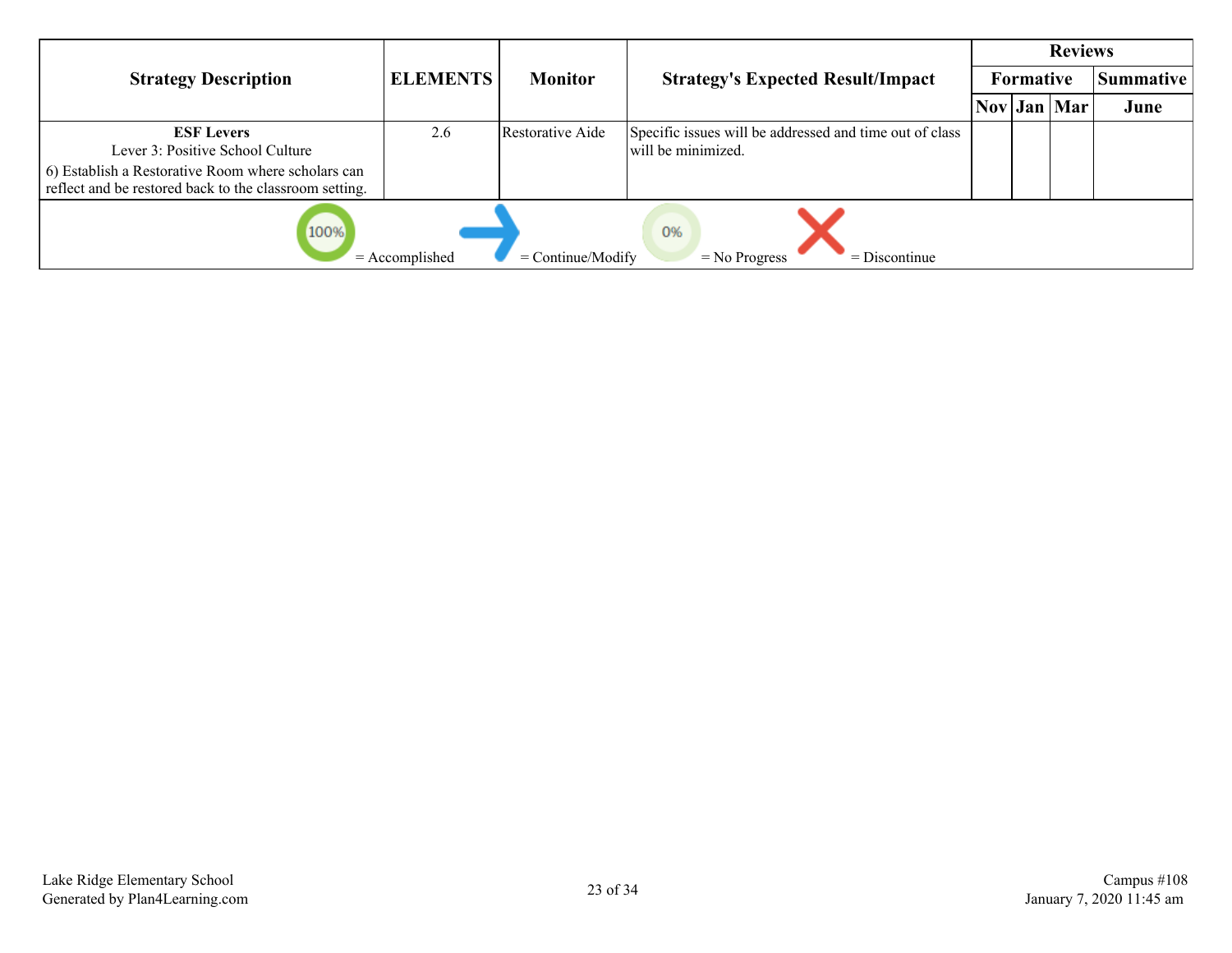| Strategy Description | ELEMENTS | Monitor | Strategy's Expected Result/Impact | Reviews | | | |
|---|---|---|---|---|---|---|---|
| | | | | Formative | | | Summative |
| | | | | Nov | Jan | Mar | June |
| **ESF Levers**<br>Lever 3: Positive School Culture<br>6) Establish a Restorative Room where scholars can reflect and be restored back to the classroom setting. | 2.6 | Restorative Aide | Specific issues will be addressed and time out of class will be minimized. | | | | |

100% = Accomplished → = Continue/Modify 0% = No Progress ✕ = Discontinue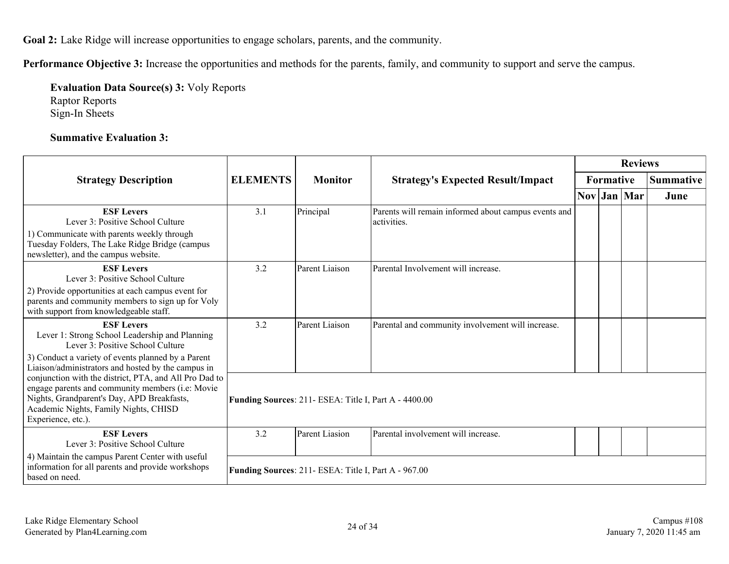**Goal 2:** Lake Ridge will increase opportunities to engage scholars, parents, and the community.

**Performance Objective 3:** Increase the opportunities and methods for the parents, family, and community to support and serve the campus.

**Evaluation Data Source(s) 3:** Voly Reports
Raptor Reports
Sign-In Sheets

**Summative Evaluation 3:**

| Strategy Description | ELEMENTS | Monitor | Strategy's Expected Result/Impact | Reviews | | | |
|---|---|---|---|---|---|---|---|
| | | | | Formative | | | Summative |
| | | | | Nov | Jan | Mar | June |
| **ESF Levers** Lever 3: Positive School Culture 1) Communicate with parents weekly through Tuesday Folders, The Lake Ridge Bridge (campus newsletter), and the campus website. | 3.1 | Principal | Parents will remain informed about campus events and activities. | | | | |
| **ESF Levers** Lever 3: Positive School Culture 2) Provide opportunities at each campus event for parents and community members to sign up for Voly with support from knowledgeable staff. | 3.2 | Parent Liaison | Parental Involvement will increase. | | | | |
| **ESF Levers** Lever 1: Strong School Leadership and Planning Lever 3: Positive School Culture 3) Conduct a variety of events planned by a Parent Liaison/administrators and hosted by the campus in conjunction with the district, PTA, and All Pro Dad to engage parents and community members (i.e: Movie Nights, Grandparent's Day, APD Breakfasts, Academic Nights, Family Nights, CHISD Experience, etc.). | 3.2 | Parent Liaison | Parental and community involvement will increase. | | | | |
| | **Funding Sources**: 211- ESEA: Title I, Part A - 4400.00 | | | | | | |
| **ESF Levers** Lever 3: Positive School Culture 4) Maintain the campus Parent Center with useful information for all parents and provide workshops based on need. | 3.2 | Parent Liasion | Parental involvement will increase. | | | | |
| | **Funding Sources**: 211- ESEA: Title I, Part A - 967.00 | | | | | | |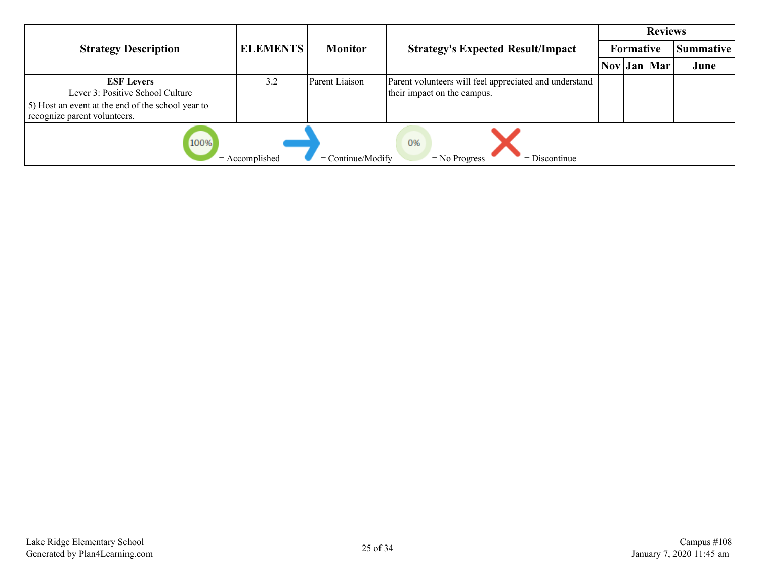| Strategy Description | ELEMENTS | Monitor | Strategy's Expected Result/Impact | Reviews | | | |
|---|---|---|---|---|---|---|---|
| | | | | Formative | | | Summative |
| | | | | Nov | Jan | Mar | June |
| **ESF Levers**<br>Lever 3: Positive School Culture<br>5) Host an event at the end of the school year to recognize parent volunteers. | 3.2 | Parent Liaison | Parent volunteers will feel appreciated and understand their impact on the campus. | | | | |

= Accomplished = Continue/Modify = No Progress = Discontinue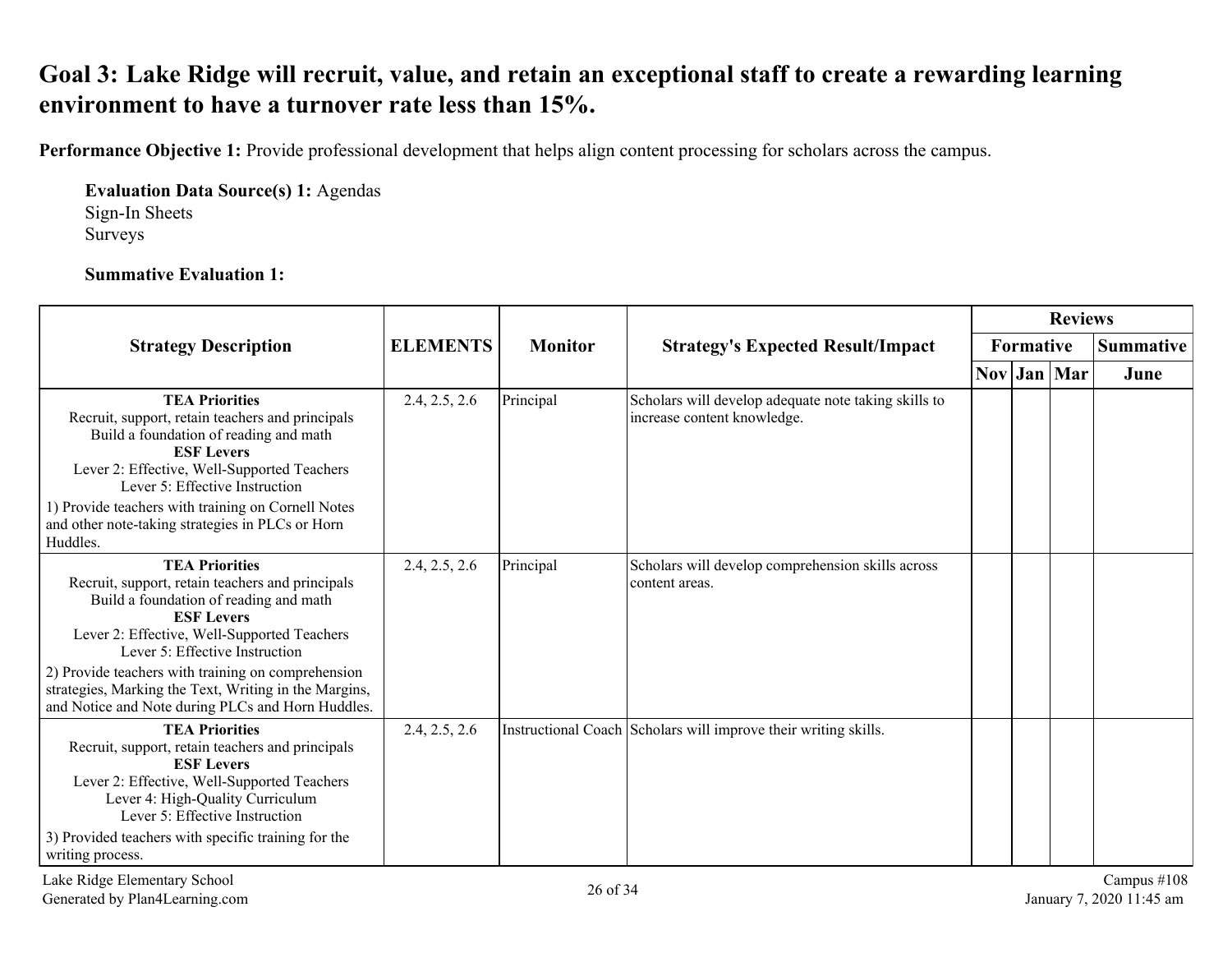## Goal 3: Lake Ridge will recruit, value, and retain an exceptional staff to create a rewarding learning environment to have a turnover rate less than 15%.

**Performance Objective 1:** Provide professional development that helps align content processing for scholars across the campus.

**Evaluation Data Source(s) 1:** Agendas
Sign-In Sheets
Surveys

**Summative Evaluation 1:**

| Strategy Description | ELEMENTS | Monitor | Strategy's Expected Result/Impact | Reviews | | | |
|---|---|---|---|---|---|---|---|
| | | | | Formative | | | Summative |
| | | | | Nov | Jan | Mar | June |
| **TEA Priorities** Recruit, support, retain teachers and principals Build a foundation of reading and math **ESF Levers** Lever 2: Effective, Well-Supported Teachers Lever 5: Effective Instruction 1) Provide teachers with training on Cornell Notes and other note-taking strategies in PLCs or Horn Huddles. | 2.4, 2.5, 2.6 | Principal | Scholars will develop adequate note taking skills to increase content knowledge. | | | | |
| **TEA Priorities** Recruit, support, retain teachers and principals Build a foundation of reading and math **ESF Levers** Lever 2: Effective, Well-Supported Teachers Lever 5: Effective Instruction 2) Provide teachers with training on comprehension strategies, Marking the Text, Writing in the Margins, and Notice and Note during PLCs and Horn Huddles. | 2.4, 2.5, 2.6 | Principal | Scholars will develop comprehension skills across content areas. | | | | |
| **TEA Priorities** Recruit, support, retain teachers and principals **ESF Levers** Lever 2: Effective, Well-Supported Teachers Lever 4: High-Quality Curriculum Lever 5: Effective Instruction 3) Provided teachers with specific training for the writing process. | 2.4, 2.5, 2.6 | Instructional Coach | Scholars will improve their writing skills. | | | | |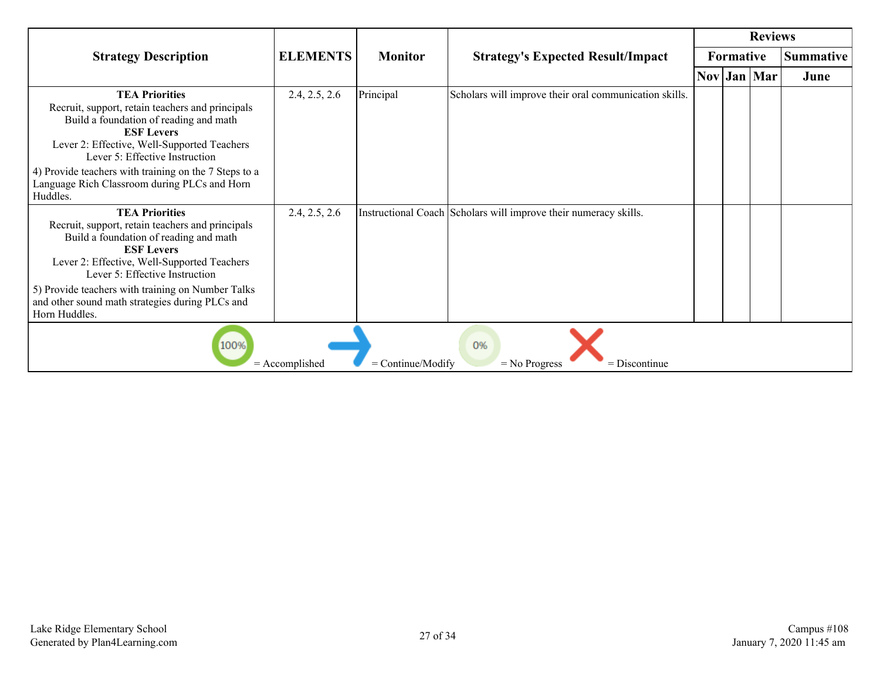| Strategy Description | ELEMENTS | Monitor | Strategy's Expected Result/Impact | Reviews | | | |
|---|---|---|---|---|---|---|---|
| | | | | Formative | | | Summative |
| | | | | Nov | Jan | Mar | June |
| **TEA Priorities**<br>Recruit, support, retain teachers and principals<br>Build a foundation of reading and math<br>**ESF Levers**<br>Lever 2: Effective, Well-Supported Teachers<br>Lever 5: Effective Instruction<br>4) Provide teachers with training on the 7 Steps to a Language Rich Classroom during PLCs and Horn Huddles. | 2.4, 2.5, 2.6 | Principal | Scholars will improve their oral communication skills. | | | | |
| **TEA Priorities**<br>Recruit, support, retain teachers and principals<br>Build a foundation of reading and math<br>**ESF Levers**<br>Lever 2: Effective, Well-Supported Teachers<br>Lever 5: Effective Instruction<br>5) Provide teachers with training on Number Talks and other sound math strategies during PLCs and Horn Huddles. | 2.4, 2.5, 2.6 | Instructional Coach | Scholars will improve their numeracy skills. | | | | |

100% = Accomplished &nbsp;&nbsp; → = Continue/Modify &nbsp;&nbsp; 0% = No Progress &nbsp;&nbsp; X = Discontinue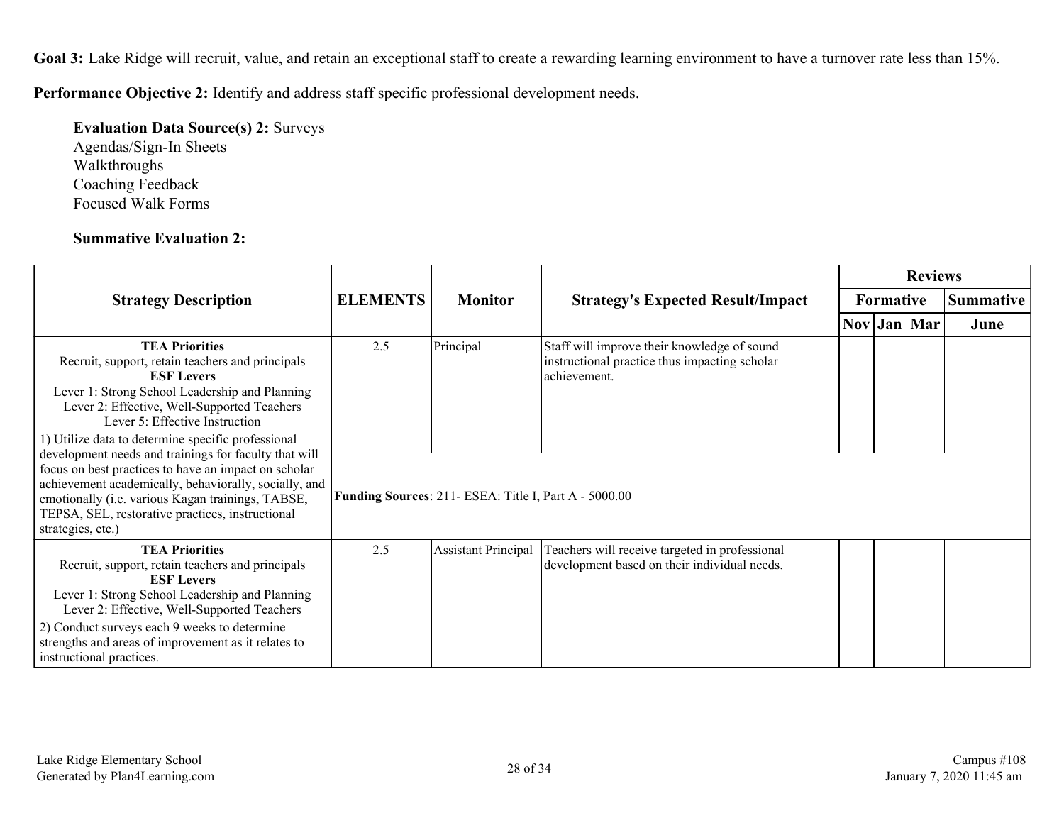**Goal 3:** Lake Ridge will recruit, value, and retain an exceptional staff to create a rewarding learning environment to have a turnover rate less than 15%.

**Performance Objective 2:** Identify and address staff specific professional development needs.

**Evaluation Data Source(s) 2:** Surveys
Agendas/Sign-In Sheets
Walkthroughs
Coaching Feedback
Focused Walk Forms

**Summative Evaluation 2:**

| Strategy Description | ELEMENTS | Monitor | Strategy's Expected Result/Impact | Reviews | | | |
|---|---|---|---|---|---|---|---|
| | | | | Formative | | | Summative |
| | | | | Nov | Jan | Mar | June |
| **TEA Priorities**<br>Recruit, support, retain teachers and principals<br>**ESF Levers**<br>Lever 1: Strong School Leadership and Planning<br>Lever 2: Effective, Well-Supported Teachers<br>Lever 5: Effective Instruction<br>1) Utilize data to determine specific professional development needs and trainings for faculty that will focus on best practices to have an impact on scholar achievement academically, behaviorally, socially, and emotionally (i.e. various Kagan trainings, TABSE, TEPSA, SEL, restorative practices, instructional strategies, etc.) | 2.5 | Principal | Staff will improve their knowledge of sound instructional practice thus impacting scholar achievement. | | | | |
| | **Funding Sources**: 211- ESEA: Title I, Part A - 5000.00 | | | | | | |
| **TEA Priorities**<br>Recruit, support, retain teachers and principals<br>**ESF Levers**<br>Lever 1: Strong School Leadership and Planning<br>Lever 2: Effective, Well-Supported Teachers<br>2) Conduct surveys each 9 weeks to determine strengths and areas of improvement as it relates to instructional practices. | 2.5 | Assistant Principal | Teachers will receive targeted in professional development based on their individual needs. | | | | |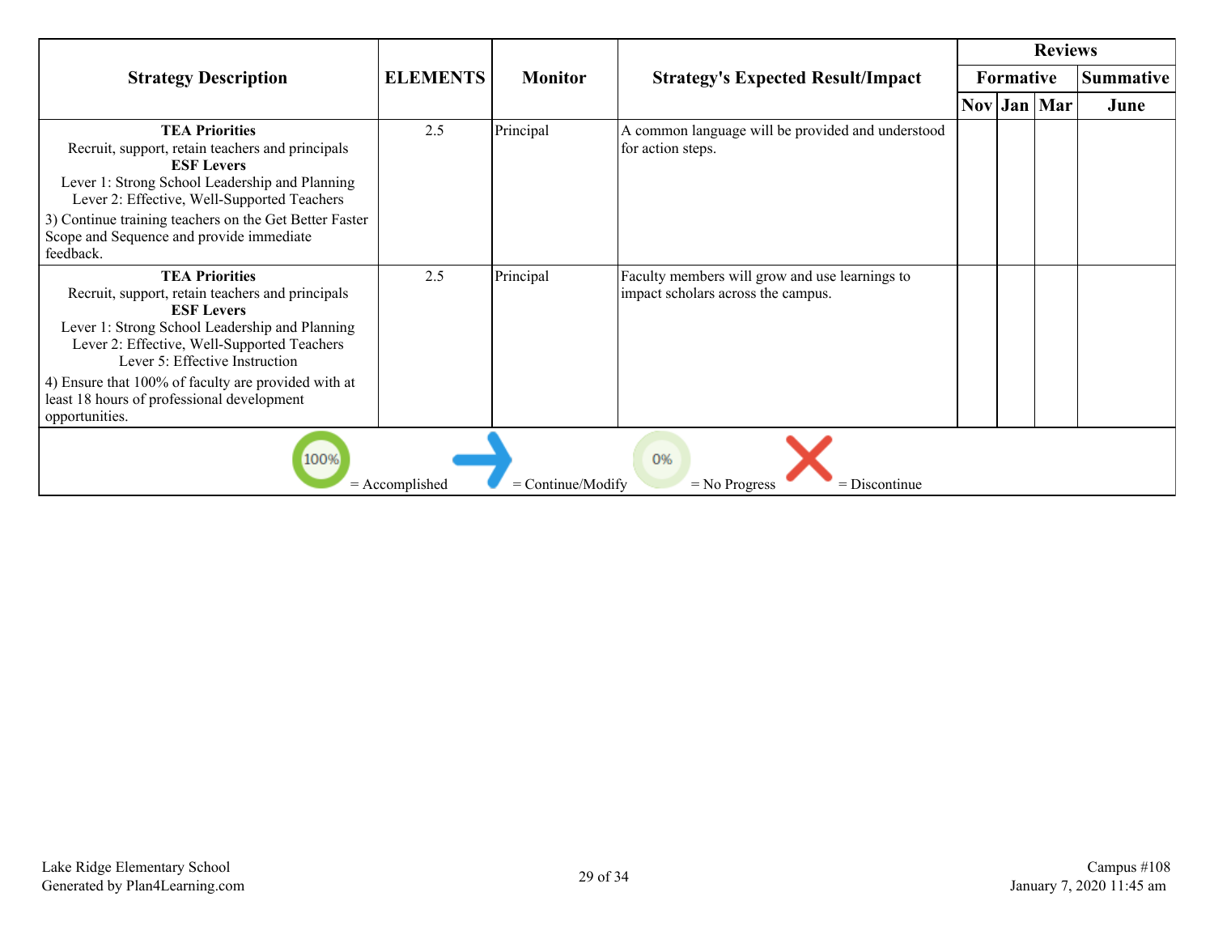| Strategy Description | ELEMENTS | Monitor | Strategy's Expected Result/Impact | Reviews | | | |
|---|---|---|---|---|---|---|---|
| | | | | Formative | | | Summative |
| | | | | Nov | Jan | Mar | June |
| **TEA Priorities**<br>Recruit, support, retain teachers and principals<br>**ESF Levers**<br>Lever 1: Strong School Leadership and Planning<br>Lever 2: Effective, Well-Supported Teachers<br>3) Continue training teachers on the Get Better Faster Scope and Sequence and provide immediate feedback. | 2.5 | Principal | A common language will be provided and understood for action steps. | | | | |
| **TEA Priorities**<br>Recruit, support, retain teachers and principals<br>**ESF Levers**<br>Lever 1: Strong School Leadership and Planning<br>Lever 2: Effective, Well-Supported Teachers<br>Lever 5: Effective Instruction<br>4) Ensure that 100% of faculty are provided with at least 18 hours of professional development opportunities. | 2.5 | Principal | Faculty members will grow and use learnings to impact scholars across the campus. | | | | |

100% = Accomplished → = Continue/Modify 0% = No Progress X = Discontinue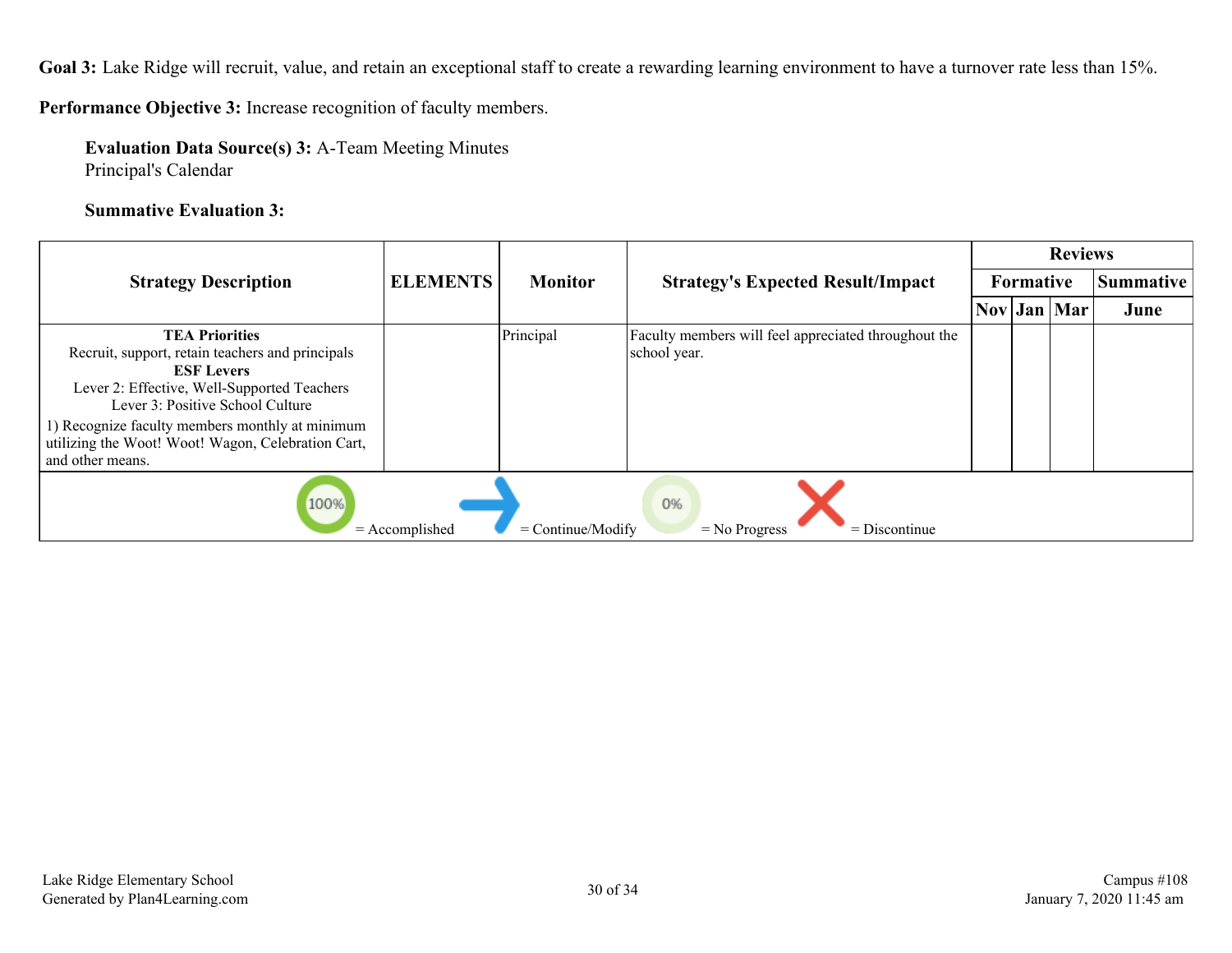**Goal 3:** Lake Ridge will recruit, value, and retain an exceptional staff to create a rewarding learning environment to have a turnover rate less than 15%.

**Performance Objective 3:** Increase recognition of faculty members.

**Evaluation Data Source(s) 3:** A-Team Meeting Minutes
Principal's Calendar

**Summative Evaluation 3:**

| Strategy Description | ELEMENTS | Monitor | Strategy's Expected Result/Impact | Reviews | | | |
|---|---|---|---|---|---|---|---|
| | | | | Formative | | | Summative |
| | | | | Nov | Jan | Mar | June |
| **TEA Priorities** Recruit, support, retain teachers and principals **ESF Levers** Lever 2: Effective, Well-Supported Teachers Lever 3: Positive School Culture 1) Recognize faculty members monthly at minimum utilizing the Woot! Woot! Wagon, Celebration Cart, and other means. | | Principal | Faculty members will feel appreciated throughout the school year. | | | | |

100% = Accomplished | → = Continue/Modify | 0% = No Progress | X = Discontinue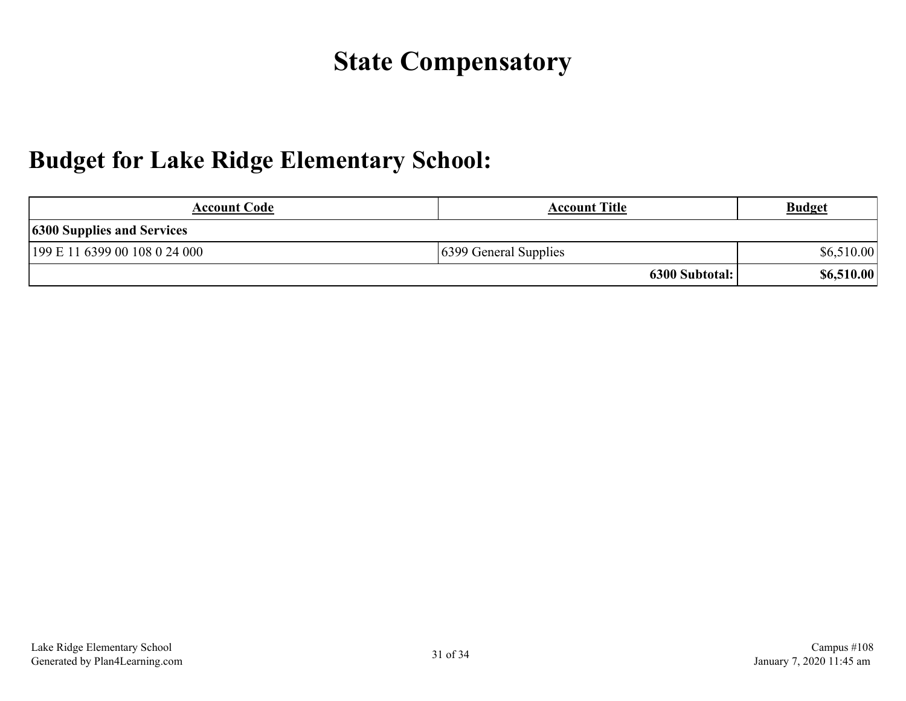# State Compensatory

## Budget for Lake Ridge Elementary School:

| Account Code | Account Title | Budget |
|---|---|---|
| **6300 Supplies and Services** | | |
| 199 E 11 6399 00 108 0 24 000 | 6399 General Supplies | $6,510.00 |
| | **6300 Subtotal:** | **$6,510.00** |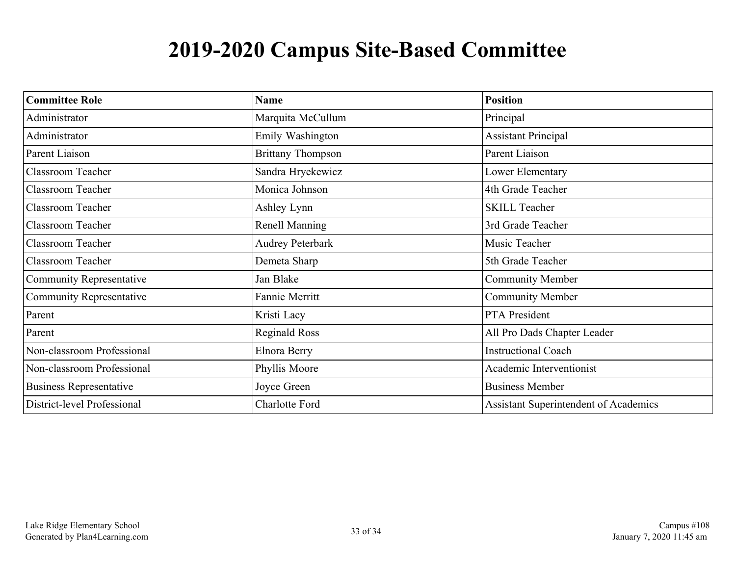# 2019-2020 Campus Site-Based Committee

| Committee Role | Name | Position |
|---|---|---|
| Administrator | Marquita McCullum | Principal |
| Administrator | Emily Washington | Assistant Principal |
| Parent Liaison | Brittany Thompson | Parent Liaison |
| Classroom Teacher | Sandra Hryekewicz | Lower Elementary |
| Classroom Teacher | Monica Johnson | 4th Grade Teacher |
| Classroom Teacher | Ashley Lynn | SKILL Teacher |
| Classroom Teacher | Renell Manning | 3rd Grade Teacher |
| Classroom Teacher | Audrey Peterbark | Music Teacher |
| Classroom Teacher | Demeta Sharp | 5th Grade Teacher |
| Community Representative | Jan Blake | Community Member |
| Community Representative | Fannie Merritt | Community Member |
| Parent | Kristi Lacy | PTA President |
| Parent | Reginald Ross | All Pro Dads Chapter Leader |
| Non-classroom Professional | Elnora Berry | Instructional Coach |
| Non-classroom Professional | Phyllis Moore | Academic Interventionist |
| Business Representative | Joyce Green | Business Member |
| District-level Professional | Charlotte Ford | Assistant Superintendent of Academics |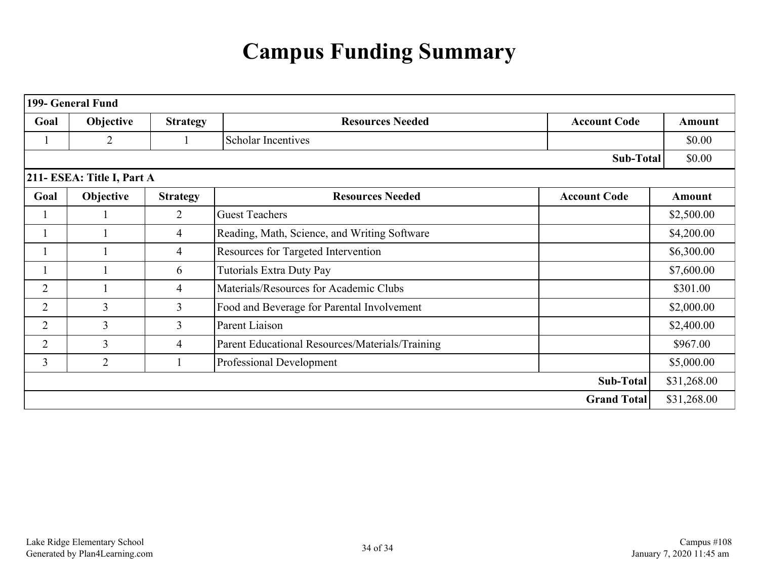# Campus Funding Summary

| 199- General Fund | | | | | |
|---|---|---|---|---|---|
| **Goal** | **Objective** | **Strategy** | **Resources Needed** | **Account Code** | **Amount** |
| 1 | 2 | 1 | Scholar Incentives | | $0.00 |
| | | | | **Sub-Total** | $0.00 |

| 211- ESEA: Title I, Part A | | | | | |
|---|---|---|---|---|---|
| **Goal** | **Objective** | **Strategy** | **Resources Needed** | **Account Code** | **Amount** |
| 1 | 1 | 2 | Guest Teachers | | $2,500.00 |
| 1 | 1 | 4 | Reading, Math, Science, and Writing Software | | $4,200.00 |
| 1 | 1 | 4 | Resources for Targeted Intervention | | $6,300.00 |
| 1 | 1 | 6 | Tutorials Extra Duty Pay | | $7,600.00 |
| 2 | 1 | 4 | Materials/Resources for Academic Clubs | | $301.00 |
| 2 | 3 | 3 | Food and Beverage for Parental Involvement | | $2,000.00 |
| 2 | 3 | 3 | Parent Liaison | | $2,400.00 |
| 2 | 3 | 4 | Parent Educational Resources/Materials/Training | | $967.00 |
| 3 | 2 | 1 | Professional Development | | $5,000.00 |
| | | | | **Sub-Total** | $31,268.00 |
| | | | | **Grand Total** | $31,268.00 |